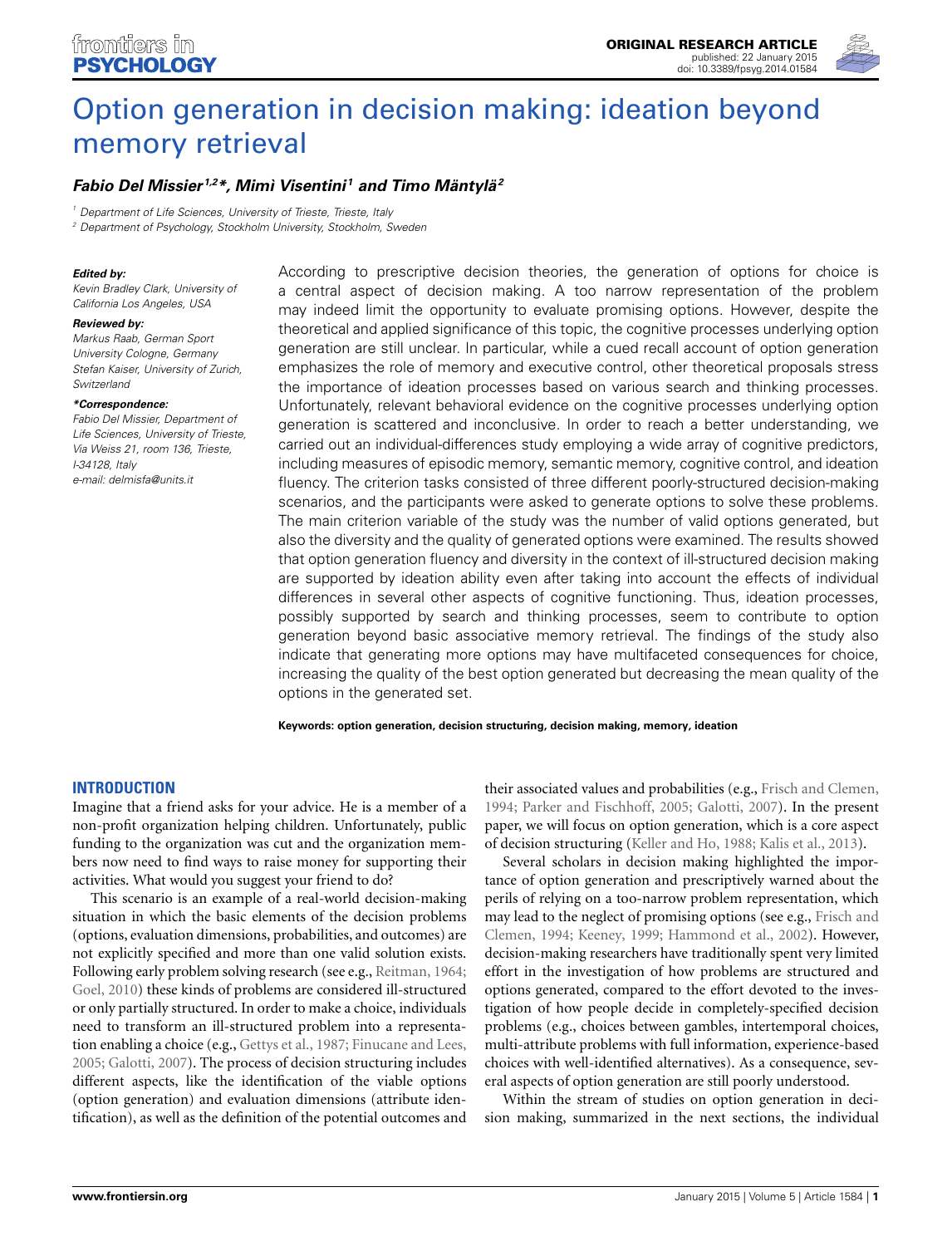ORIGINAL RESEARCH ARTICLE
published: 22 January 2015
doi: 10.3389/fpsyg.2014.01584

# Option generation in decision making: ideation beyond memory retrieval

***Fabio Del Missier[1,2]\*, Mimì Visentini[1] and Timo Mäntylä[2]***

[1] Department of Life Sciences, University of Trieste, Trieste, Italy
[2] Department of Psychology, Stockholm University, Stockholm, Sweden

***Edited by:***
Kevin Bradley Clark, University of California Los Angeles, USA

***Reviewed by:***
Markus Raab, German Sport University Cologne, Germany
Stefan Kaiser, University of Zurich, Switzerland

***\*Correspondence:***
Fabio Del Missier, Department of Life Sciences, University of Trieste, Via Weiss 21, room 136, Trieste, I-34128, Italy
e-mail: delmisfa@units.it

According to prescriptive decision theories, the generation of options for choice is a central aspect of decision making. A too narrow representation of the problem may indeed limit the opportunity to evaluate promising options. However, despite the theoretical and applied significance of this topic, the cognitive processes underlying option generation are still unclear. In particular, while a cued recall account of option generation emphasizes the role of memory and executive control, other theoretical proposals stress the importance of ideation processes based on various search and thinking processes. Unfortunately, relevant behavioral evidence on the cognitive processes underlying option generation is scattered and inconclusive. In order to reach a better understanding, we carried out an individual-differences study employing a wide array of cognitive predictors, including measures of episodic memory, semantic memory, cognitive control, and ideation fluency. The criterion tasks consisted of three different poorly-structured decision-making scenarios, and the participants were asked to generate options to solve these problems. The main criterion variable of the study was the number of valid options generated, but also the diversity and the quality of generated options were examined. The results showed that option generation fluency and diversity in the context of ill-structured decision making are supported by ideation ability even after taking into account the effects of individual differences in several other aspects of cognitive functioning. Thus, ideation processes, possibly supported by search and thinking processes, seem to contribute to option generation beyond basic associative memory retrieval. The findings of the study also indicate that generating more options may have multifaceted consequences for choice, increasing the quality of the best option generated but decreasing the mean quality of the options in the generated set.

**Keywords: option generation, decision structuring, decision making, memory, ideation**

## INTRODUCTION

Imagine that a friend asks for your advice. He is a member of a non-profit organization helping children. Unfortunately, public funding to the organization was cut and the organization members now need to find ways to raise money for supporting their activities. What would you suggest your friend to do?

This scenario is an example of a real-world decision-making situation in which the basic elements of the decision problems (options, evaluation dimensions, probabilities, and outcomes) are not explicitly specified and more than one valid solution exists. Following early problem solving research (see e.g., Reitman, 1964; Goel, 2010) these kinds of problems are considered ill-structured or only partially structured. In order to make a choice, individuals need to transform an ill-structured problem into a representation enabling a choice (e.g., Gettys et al., 1987; Finucane and Lees, 2005; Galotti, 2007). The process of decision structuring includes different aspects, like the identification of the viable options (option generation) and evaluation dimensions (attribute identification), as well as the definition of the potential outcomes and their associated values and probabilities (e.g., Frisch and Clemen, 1994; Parker and Fischhoff, 2005; Galotti, 2007). In the present paper, we will focus on option generation, which is a core aspect of decision structuring (Keller and Ho, 1988; Kalis et al., 2013).

Several scholars in decision making highlighted the importance of option generation and prescriptively warned about the perils of relying on a too-narrow problem representation, which may lead to the neglect of promising options (see e.g., Frisch and Clemen, 1994; Keeney, 1999; Hammond et al., 2002). However, decision-making researchers have traditionally spent very limited effort in the investigation of how problems are structured and options generated, compared to the effort devoted to the investigation of how people decide in completely-specified decision problems (e.g., choices between gambles, intertemporal choices, multi-attribute problems with full information, experience-based choices with well-identified alternatives). As a consequence, several aspects of option generation are still poorly understood.

Within the stream of studies on option generation in decision making, summarized in the next sections, the individual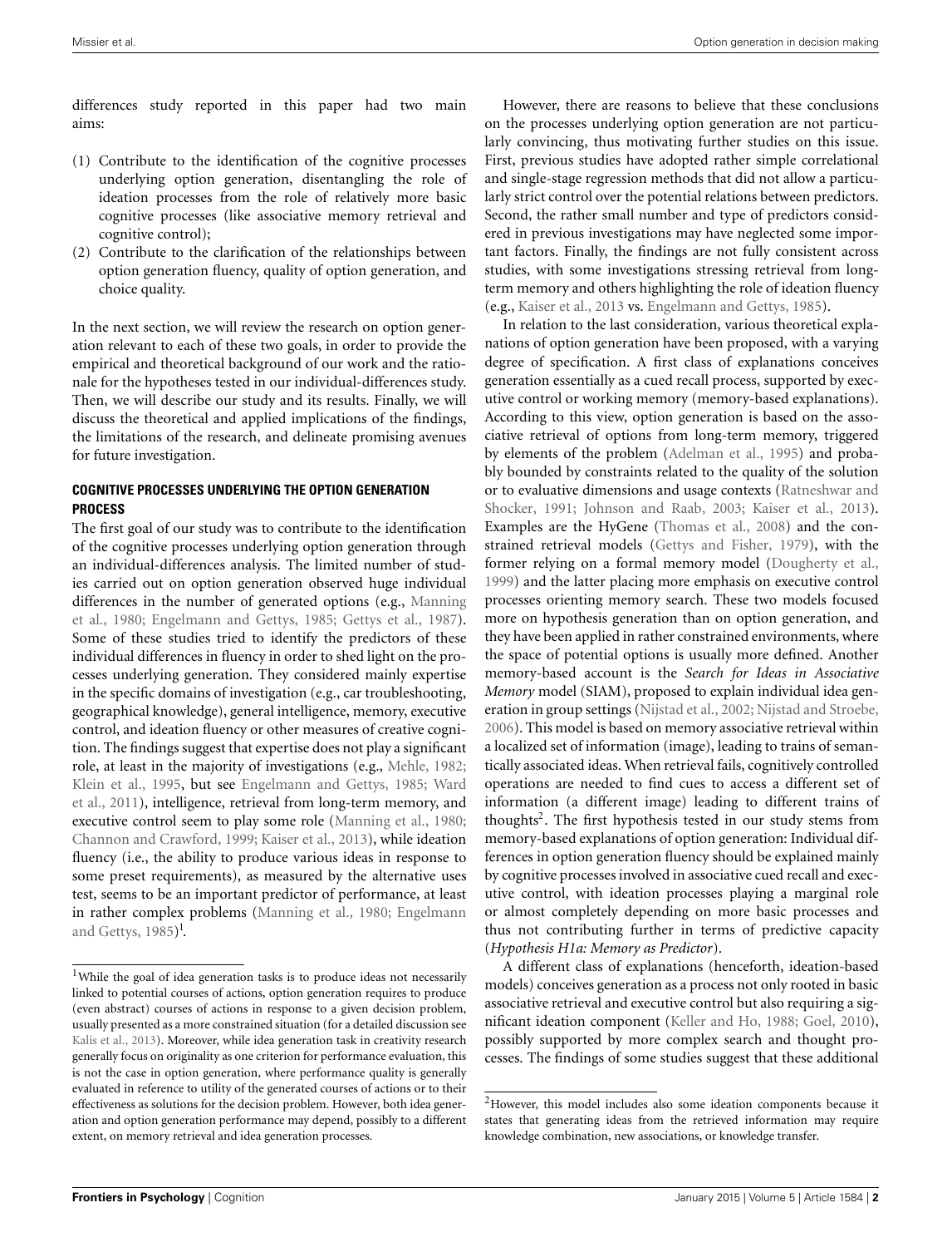differences study reported in this paper had two main aims:

1. Contribute to the identification of the cognitive processes underlying option generation, disentangling the role of ideation processes from the role of relatively more basic cognitive processes (like associative memory retrieval and cognitive control);
2. Contribute to the clarification of the relationships between option generation fluency, quality of option generation, and choice quality.

In the next section, we will review the research on option generation relevant to each of these two goals, in order to provide the empirical and theoretical background of our work and the rationale for the hypotheses tested in our individual-differences study. Then, we will describe our study and its results. Finally, we will discuss the theoretical and applied implications of the findings, the limitations of the research, and delineate promising avenues for future investigation.

### COGNITIVE PROCESSES UNDERLYING THE OPTION GENERATION PROCESS

The first goal of our study was to contribute to the identification of the cognitive processes underlying option generation through an individual-differences analysis. The limited number of studies carried out on option generation observed huge individual differences in the number of generated options (e.g., Manning et al., 1980; Engelmann and Gettys, 1985; Gettys et al., 1987). Some of these studies tried to identify the predictors of these individual differences in fluency in order to shed light on the processes underlying generation. They considered mainly expertise in the specific domains of investigation (e.g., car troubleshooting, geographical knowledge), general intelligence, memory, executive control, and ideation fluency or other measures of creative cognition. The findings suggest that expertise does not play a significant role, at least in the majority of investigations (e.g., Mehle, 1982; Klein et al., 1995, but see Engelmann and Gettys, 1985; Ward et al., 2011), intelligence, retrieval from long-term memory, and executive control seem to play some role (Manning et al., 1980; Channon and Crawford, 1999; Kaiser et al., 2013), while ideation fluency (i.e., the ability to produce various ideas in response to some preset requirements), as measured by the alternative uses test, seems to be an important predictor of performance, at least in rather complex problems (Manning et al., 1980; Engelmann and Gettys, 1985)[1].

However, there are reasons to believe that these conclusions on the processes underlying option generation are not particularly convincing, thus motivating further studies on this issue. First, previous studies have adopted rather simple correlational and single-stage regression methods that did not allow a particularly strict control over the potential relations between predictors. Second, the rather small number and type of predictors considered in previous investigations may have neglected some important factors. Finally, the findings are not fully consistent across studies, with some investigations stressing retrieval from long-term memory and others highlighting the role of ideation fluency (e.g., Kaiser et al., 2013 vs. Engelmann and Gettys, 1985).

In relation to the last consideration, various theoretical explanations of option generation have been proposed, with a varying degree of specification. A first class of explanations conceives generation essentially as a cued recall process, supported by executive control or working memory (memory-based explanations). According to this view, option generation is based on the associative retrieval of options from long-term memory, triggered by elements of the problem (Adelman et al., 1995) and probably bounded by constraints related to the quality of the solution or to evaluative dimensions and usage contexts (Ratneshwar and Shocker, 1991; Johnson and Raab, 2003; Kaiser et al., 2013). Examples are the HyGene (Thomas et al., 2008) and the constrained retrieval models (Gettys and Fisher, 1979), with the former relying on a formal memory model (Dougherty et al., 1999) and the latter placing more emphasis on executive control processes orienting memory search. These two models focused more on hypothesis generation than on option generation, and they have been applied in rather constrained environments, where the space of potential options is usually more defined. Another memory-based account is the *Search for Ideas in Associative Memory* model (SIAM), proposed to explain individual idea generation in group settings (Nijstad et al., 2002; Nijstad and Stroebe, 2006). This model is based on memory associative retrieval within a localized set of information (image), leading to trains of semantically associated ideas. When retrieval fails, cognitively controlled operations are needed to find cues to access a different set of information (a different image) leading to different trains of thoughts[2]. The first hypothesis tested in our study stems from memory-based explanations of option generation: Individual differences in option generation fluency should be explained mainly by cognitive processes involved in associative cued recall and executive control, with ideation processes playing a marginal role or almost completely depending on more basic processes and thus not contributing further in terms of predictive capacity (*Hypothesis H1a: Memory as Predictor*).

A different class of explanations (henceforth, ideation-based models) conceives generation as a process not only rooted in basic associative retrieval and executive control but also requiring a significant ideation component (Keller and Ho, 1988; Goel, 2010), possibly supported by more complex search and thought processes. The findings of some studies suggest that these additional

---

[1] While the goal of idea generation tasks is to produce ideas not necessarily linked to potential courses of actions, option generation requires to produce (even abstract) courses of actions in response to a given decision problem, usually presented as a more constrained situation (for a detailed discussion see Kalis et al., 2013). Moreover, while idea generation task in creativity research generally focus on originality as one criterion for performance evaluation, this is not the case in option generation, where performance quality is generally evaluated in reference to utility of the generated courses of actions or to their effectiveness as solutions for the decision problem. However, both idea generation and option generation performance may depend, possibly to a different extent, on memory retrieval and idea generation processes.

[2] However, this model includes also some ideation components because it states that generating ideas from the retrieved information may require knowledge combination, new associations, or knowledge transfer.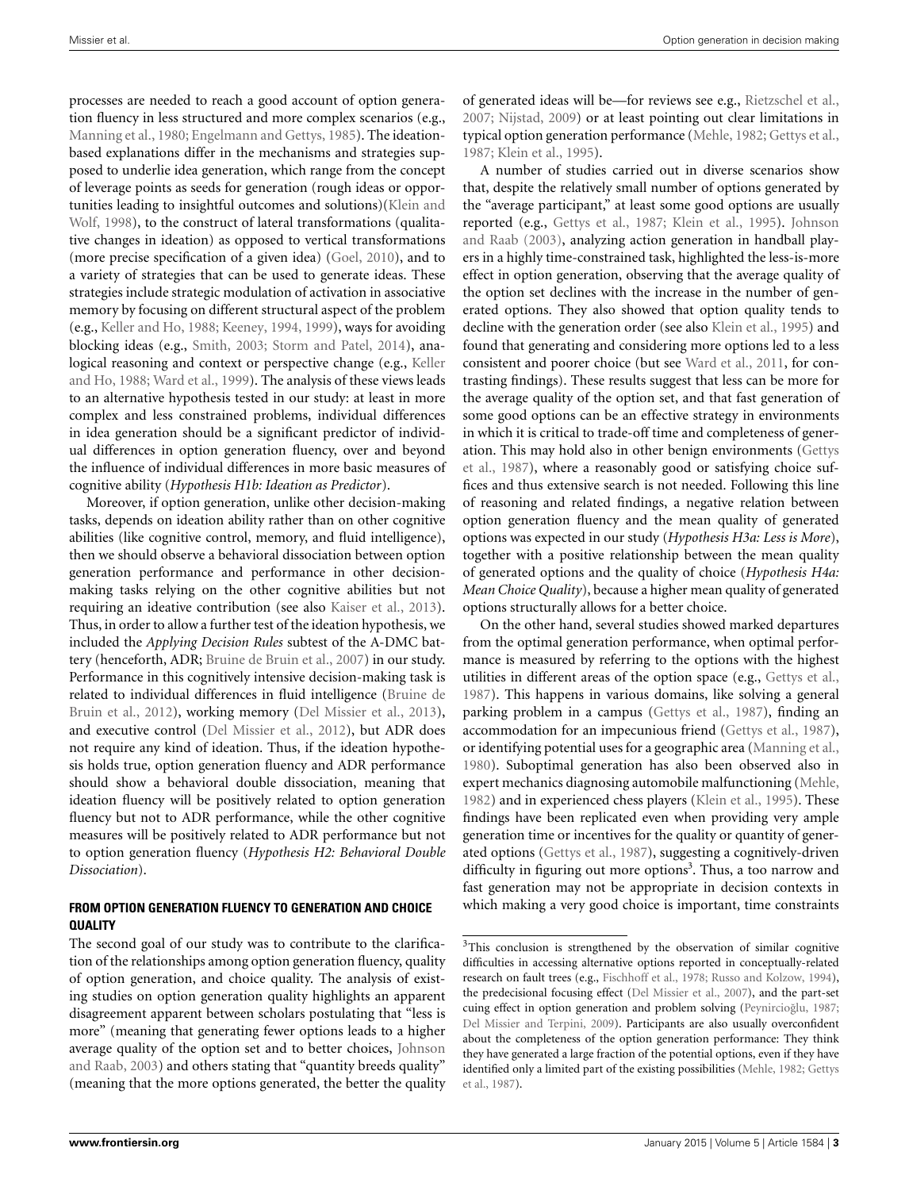processes are needed to reach a good account of option generation fluency in less structured and more complex scenarios (e.g., Manning et al., 1980; Engelmann and Gettys, 1985). The ideation-based explanations differ in the mechanisms and strategies supposed to underlie idea generation, which range from the concept of leverage points as seeds for generation (rough ideas or opportunities leading to insightful outcomes and solutions)(Klein and Wolf, 1998), to the construct of lateral transformations (qualitative changes in ideation) as opposed to vertical transformations (more precise specification of a given idea) (Goel, 2010), and to a variety of strategies that can be used to generate ideas. These strategies include strategic modulation of activation in associative memory by focusing on different structural aspect of the problem (e.g., Keller and Ho, 1988; Keeney, 1994, 1999), ways for avoiding blocking ideas (e.g., Smith, 2003; Storm and Patel, 2014), analogical reasoning and context or perspective change (e.g., Keller and Ho, 1988; Ward et al., 1999). The analysis of these views leads to an alternative hypothesis tested in our study: at least in more complex and less constrained problems, individual differences in idea generation should be a significant predictor of individual differences in option generation fluency, over and beyond the influence of individual differences in more basic measures of cognitive ability (*Hypothesis H1b: Ideation as Predictor*).

Moreover, if option generation, unlike other decision-making tasks, depends on ideation ability rather than on other cognitive abilities (like cognitive control, memory, and fluid intelligence), then we should observe a behavioral dissociation between option generation performance and performance in other decision-making tasks relying on the other cognitive abilities but not requiring an ideative contribution (see also Kaiser et al., 2013). Thus, in order to allow a further test of the ideation hypothesis, we included the *Applying Decision Rules* subtest of the A-DMC battery (henceforth, ADR; Bruine de Bruin et al., 2007) in our study. Performance in this cognitively intensive decision-making task is related to individual differences in fluid intelligence (Bruine de Bruin et al., 2012), working memory (Del Missier et al., 2013), and executive control (Del Missier et al., 2012), but ADR does not require any kind of ideation. Thus, if the ideation hypothesis holds true, option generation fluency and ADR performance should show a behavioral double dissociation, meaning that ideation fluency will be positively related to option generation fluency but not to ADR performance, while the other cognitive measures will be positively related to ADR performance but not to option generation fluency (*Hypothesis H2: Behavioral Double Dissociation*).

## FROM OPTION GENERATION FLUENCY TO GENERATION AND CHOICE QUALITY

The second goal of our study was to contribute to the clarification of the relationships among option generation fluency, quality of option generation, and choice quality. The analysis of existing studies on option generation quality highlights an apparent disagreement apparent between scholars postulating that "less is more" (meaning that generating fewer options leads to a higher average quality of the option set and to better choices, Johnson and Raab, 2003) and others stating that "quantity breeds quality" (meaning that the more options generated, the better the quality of generated ideas will be—for reviews see e.g., Rietzschel et al., 2007; Nijstad, 2009) or at least pointing out clear limitations in typical option generation performance (Mehle, 1982; Gettys et al., 1987; Klein et al., 1995).

A number of studies carried out in diverse scenarios show that, despite the relatively small number of options generated by the "average participant," at least some good options are usually reported (e.g., Gettys et al., 1987; Klein et al., 1995). Johnson and Raab (2003), analyzing action generation in handball players in a highly time-constrained task, highlighted the less-is-more effect in option generation, observing that the average quality of the option set declines with the increase in the number of generated options. They also showed that option quality tends to decline with the generation order (see also Klein et al., 1995) and found that generating and considering more options led to a less consistent and poorer choice (but see Ward et al., 2011, for contrasting findings). These results suggest that less can be more for the average quality of the option set, and that fast generation of some good options can be an effective strategy in environments in which it is critical to trade-off time and completeness of generation. This may hold also in other benign environments (Gettys et al., 1987), where a reasonably good or satisfying choice suffices and thus extensive search is not needed. Following this line of reasoning and related findings, a negative relation between option generation fluency and the mean quality of generated options was expected in our study (*Hypothesis H3a: Less is More*), together with a positive relationship between the mean quality of generated options and the quality of choice (*Hypothesis H4a: Mean Choice Quality*), because a higher mean quality of generated options structurally allows for a better choice.

On the other hand, several studies showed marked departures from the optimal generation performance, when optimal performance is measured by referring to the options with the highest utilities in different areas of the option space (e.g., Gettys et al., 1987). This happens in various domains, like solving a general parking problem in a campus (Gettys et al., 1987), finding an accommodation for an impecunious friend (Gettys et al., 1987), or identifying potential uses for a geographic area (Manning et al., 1980). Suboptimal generation has also been observed also in expert mechanics diagnosing automobile malfunctioning (Mehle, 1982) and in experienced chess players (Klein et al., 1995). These findings have been replicated even when providing very ample generation time or incentives for the quality or quantity of generated options (Gettys et al., 1987), suggesting a cognitively-driven difficulty in figuring out more options[3]. Thus, a too narrow and fast generation may not be appropriate in decision contexts in which making a very good choice is important, time constraints

[3]This conclusion is strengthened by the observation of similar cognitive difficulties in accessing alternative options reported in conceptually-related research on fault trees (e.g., Fischhoff et al., 1978; Russo and Kolzow, 1994), the predecisional focusing effect (Del Missier et al., 2007), and the part-set cuing effect in option generation and problem solving (Peynircioğlu, 1987; Del Missier and Terpini, 2009). Participants are also usually overconfident about the completeness of the option generation performance: They think they have generated a large fraction of the potential options, even if they have identified only a limited part of the existing possibilities (Mehle, 1982; Gettys et al., 1987).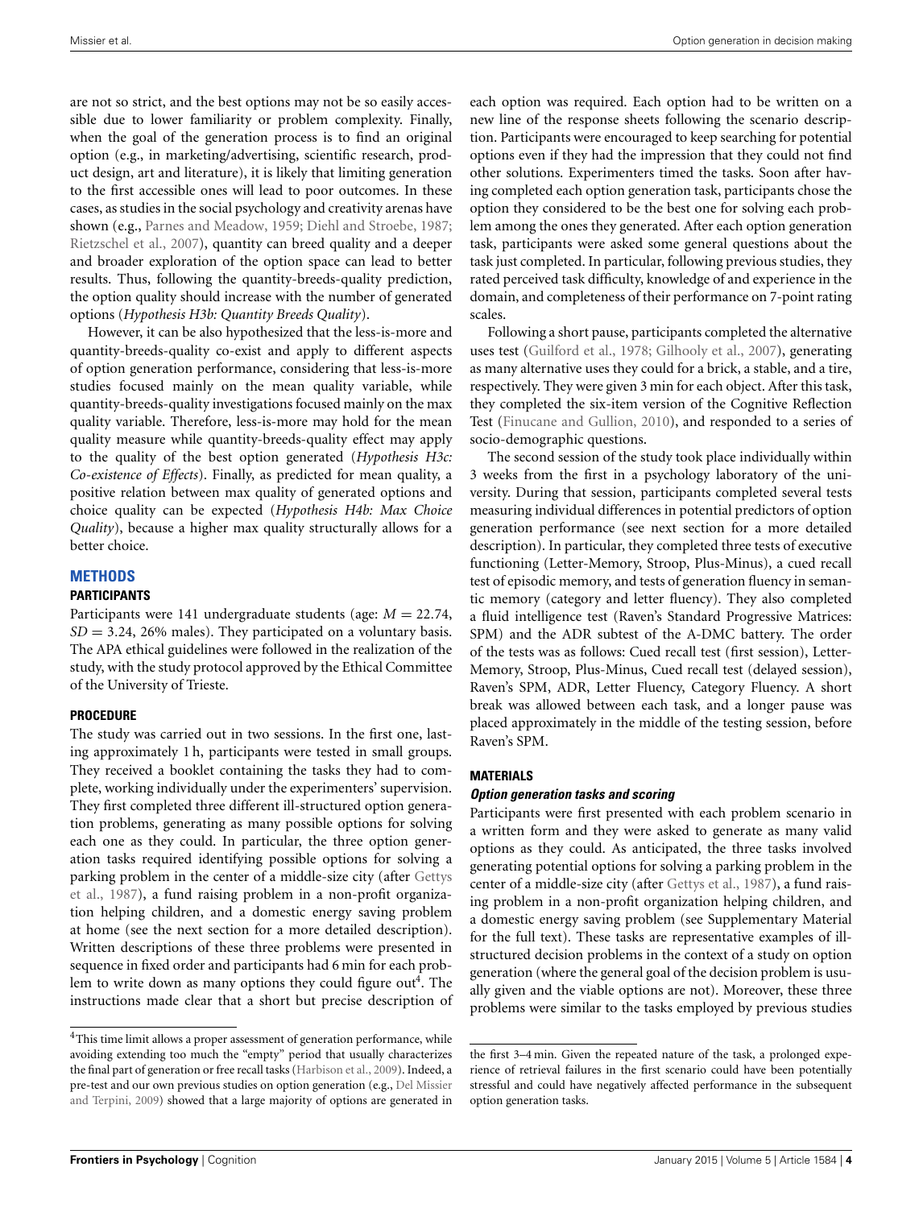are not so strict, and the best options may not be so easily accessible due to lower familiarity or problem complexity. Finally, when the goal of the generation process is to find an original option (e.g., in marketing/advertising, scientific research, product design, art and literature), it is likely that limiting generation to the first accessible ones will lead to poor outcomes. In these cases, as studies in the social psychology and creativity arenas have shown (e.g., Parnes and Meadow, 1959; Diehl and Stroebe, 1987; Rietzschel et al., 2007), quantity can breed quality and a deeper and broader exploration of the option space can lead to better results. Thus, following the quantity-breeds-quality prediction, the option quality should increase with the number of generated options (*Hypothesis H3b: Quantity Breeds Quality*).

However, it can be also hypothesized that the less-is-more and quantity-breeds-quality co-exist and apply to different aspects of option generation performance, considering that less-is-more studies focused mainly on the mean quality variable, while quantity-breeds-quality investigations focused mainly on the max quality variable. Therefore, less-is-more may hold for the mean quality measure while quantity-breeds-quality effect may apply to the quality of the best option generated (*Hypothesis H3c: Co-existence of Effects*). Finally, as predicted for mean quality, a positive relation between max quality of generated options and choice quality can be expected (*Hypothesis H4b: Max Choice Quality*), because a higher max quality structurally allows for a better choice.

## METHODS

### PARTICIPANTS

Participants were 141 undergraduate students (age: $M = 22.74$, $SD = 3.24$, 26% males). They participated on a voluntary basis. The APA ethical guidelines were followed in the realization of the study, with the study protocol approved by the Ethical Committee of the University of Trieste.

### PROCEDURE

The study was carried out in two sessions. In the first one, lasting approximately 1 h, participants were tested in small groups. They received a booklet containing the tasks they had to complete, working individually under the experimenters' supervision. They first completed three different ill-structured option generation problems, generating as many possible options for solving each one as they could. In particular, the three option generation tasks required identifying possible options for solving a parking problem in the center of a middle-size city (after Gettys et al., 1987), a fund raising problem in a non-profit organization helping children, and a domestic energy saving problem at home (see the next section for a more detailed description). Written descriptions of these three problems were presented in sequence in fixed order and participants had 6 min for each problem to write down as many options they could figure out[4]. The instructions made clear that a short but precise description of each option was required. Each option had to be written on a new line of the response sheets following the scenario description. Participants were encouraged to keep searching for potential options even if they had the impression that they could not find other solutions. Experimenters timed the tasks. Soon after having completed each option generation task, participants chose the option they considered to be the best one for solving each problem among the ones they generated. After each option generation task, participants were asked some general questions about the task just completed. In particular, following previous studies, they rated perceived task difficulty, knowledge of and experience in the domain, and completeness of their performance on 7-point rating scales.

Following a short pause, participants completed the alternative uses test (Guilford et al., 1978; Gilhooly et al., 2007), generating as many alternative uses they could for a brick, a stable, and a tire, respectively. They were given 3 min for each object. After this task, they completed the six-item version of the Cognitive Reflection Test (Finucane and Gullion, 2010), and responded to a series of socio-demographic questions.

The second session of the study took place individually within 3 weeks from the first in a psychology laboratory of the university. During that session, participants completed several tests measuring individual differences in potential predictors of option generation performance (see next section for a more detailed description). In particular, they completed three tests of executive functioning (Letter-Memory, Stroop, Plus-Minus), a cued recall test of episodic memory, and tests of generation fluency in semantic memory (category and letter fluency). They also completed a fluid intelligence test (Raven's Standard Progressive Matrices: SPM) and the ADR subtest of the A-DMC battery. The order of the tests was as follows: Cued recall test (first session), Letter-Memory, Stroop, Plus-Minus, Cued recall test (delayed session), Raven's SPM, ADR, Letter Fluency, Category Fluency. A short break was allowed between each task, and a longer pause was placed approximately in the middle of the testing session, before Raven's SPM.

### MATERIALS

#### *Option generation tasks and scoring*

Participants were first presented with each problem scenario in a written form and they were asked to generate as many valid options as they could. As anticipated, the three tasks involved generating potential options for solving a parking problem in the center of a middle-size city (after Gettys et al., 1987), a fund raising problem in a non-profit organization helping children, and a domestic energy saving problem (see Supplementary Material for the full text). These tasks are representative examples of ill-structured decision problems in the context of a study on option generation (where the general goal of the decision problem is usually given and the viable options are not). Moreover, these three problems were similar to the tasks employed by previous studies

[4] This time limit allows a proper assessment of generation performance, while avoiding extending too much the "empty" period that usually characterizes the final part of generation or free recall tasks (Harbison et al., 2009). Indeed, a pre-test and our own previous studies on option generation (e.g., Del Missier and Terpini, 2009) showed that a large majority of options are generated in the first 3–4 min. Given the repeated nature of the task, a prolonged experience of retrieval failures in the first scenario could have been potentially stressful and could have negatively affected performance in the subsequent option generation tasks.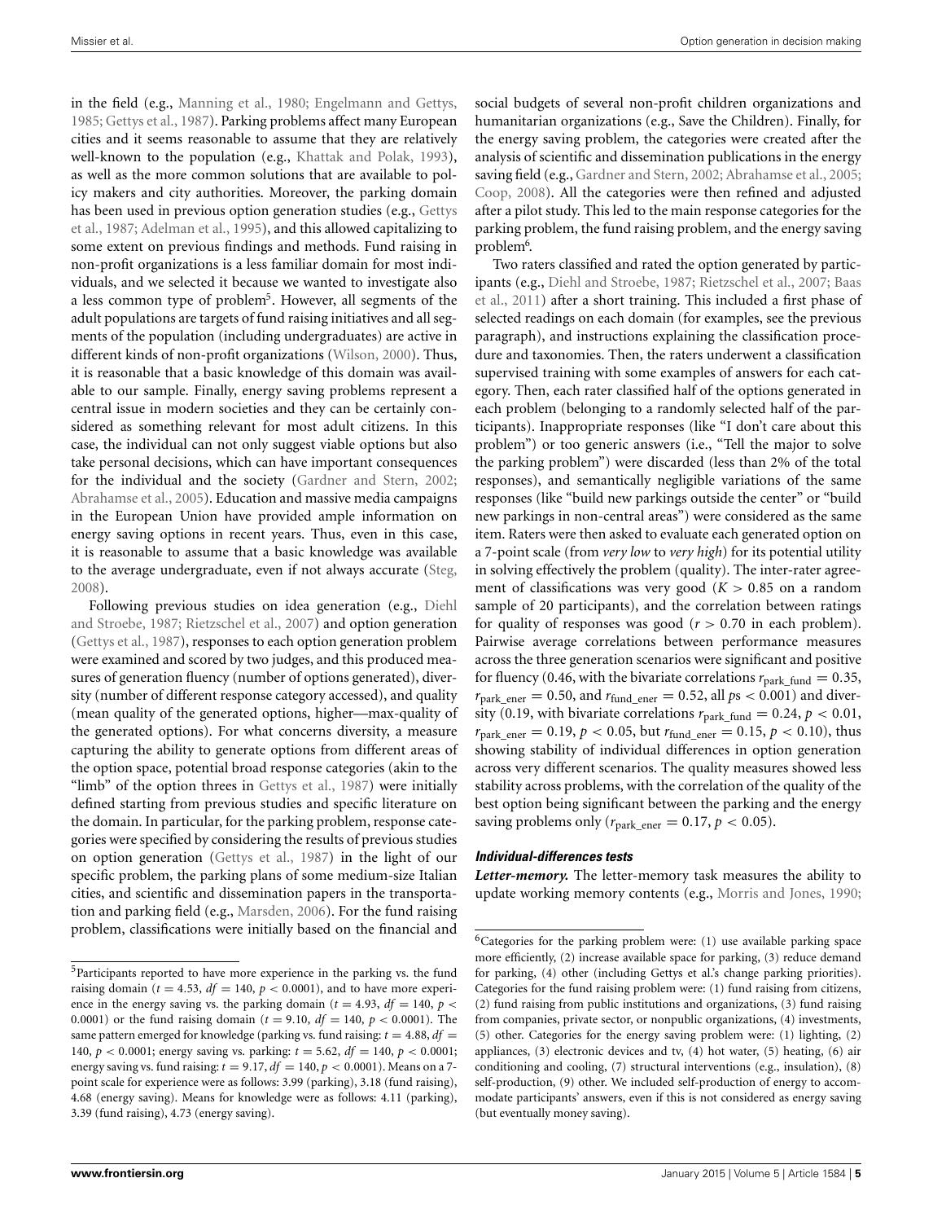in the field (e.g., Manning et al., 1980; Engelmann and Gettys, 1985; Gettys et al., 1987). Parking problems affect many European cities and it seems reasonable to assume that they are relatively well-known to the population (e.g., Khattak and Polak, 1993), as well as the more common solutions that are available to policy makers and city authorities. Moreover, the parking domain has been used in previous option generation studies (e.g., Gettys et al., 1987; Adelman et al., 1995), and this allowed capitalizing to some extent on previous findings and methods. Fund raising in non-profit organizations is a less familiar domain for most individuals, and we selected it because we wanted to investigate also a less common type of problem[5]. However, all segments of the adult populations are targets of fund raising initiatives and all segments of the population (including undergraduates) are active in different kinds of non-profit organizations (Wilson, 2000). Thus, it is reasonable that a basic knowledge of this domain was available to our sample. Finally, energy saving problems represent a central issue in modern societies and they can be certainly considered as something relevant for most adult citizens. In this case, the individual can not only suggest viable options but also take personal decisions, which can have important consequences for the individual and the society (Gardner and Stern, 2002; Abrahamse et al., 2005). Education and massive media campaigns in the European Union have provided ample information on energy saving options in recent years. Thus, even in this case, it is reasonable to assume that a basic knowledge was available to the average undergraduate, even if not always accurate (Steg, 2008).

Following previous studies on idea generation (e.g., Diehl and Stroebe, 1987; Rietzschel et al., 2007) and option generation (Gettys et al., 1987), responses to each option generation problem were examined and scored by two judges, and this produced measures of generation fluency (number of options generated), diversity (number of different response category accessed), and quality (mean quality of the generated options, higher—max-quality of the generated options). For what concerns diversity, a measure capturing the ability to generate options from different areas of the option space, potential broad response categories (akin to the "limb" of the option threes in Gettys et al., 1987) were initially defined starting from previous studies and specific literature on the domain. In particular, for the parking problem, response categories were specified by considering the results of previous studies on option generation (Gettys et al., 1987) in the light of our specific problem, the parking plans of some medium-size Italian cities, and scientific and dissemination papers in the transportation and parking field (e.g., Marsden, 2006). For the fund raising problem, classifications were initially based on the financial and social budgets of several non-profit children organizations and humanitarian organizations (e.g., Save the Children). Finally, for the energy saving problem, the categories were created after the analysis of scientific and dissemination publications in the energy saving field (e.g., Gardner and Stern, 2002; Abrahamse et al., 2005; Coop, 2008). All the categories were then refined and adjusted after a pilot study. This led to the main response categories for the parking problem, the fund raising problem, and the energy saving problem[6].

Two raters classified and rated the option generated by participants (e.g., Diehl and Stroebe, 1987; Rietzschel et al., 2007; Baas et al., 2011) after a short training. This included a first phase of selected readings on each domain (for examples, see the previous paragraph), and instructions explaining the classification procedure and taxonomies. Then, the raters underwent a classification supervised training with some examples of answers for each category. Then, each rater classified half of the options generated in each problem (belonging to a randomly selected half of the participants). Inappropriate responses (like "I don't care about this problem") or too generic answers (i.e., "Tell the major to solve the parking problem") were discarded (less than 2% of the total responses), and semantically negligible variations of the same responses (like "build new parkings outside the center" or "build new parkings in non-central areas") were considered as the same item. Raters were then asked to evaluate each generated option on a 7-point scale (from *very low* to *very high*) for its potential utility in solving effectively the problem (quality). The inter-rater agreement of classifications was very good ($K > 0.85$ on a random sample of 20 participants), and the correlation between ratings for quality of responses was good ($r > 0.70$ in each problem). Pairwise average correlations between performance measures across the three generation scenarios were significant and positive for fluency (0.46, with the bivariate correlations $r_{\text{park\_fund}} = 0.35$, $r_{\text{park\_ener}} = 0.50$, and $r_{\text{fund\_ener}} = 0.52$, all $ps < 0.001$) and diversity (0.19, with bivariate correlations $r_{\text{park\_fund}} = 0.24$, $p < 0.01$, $r_{\text{park\_ener}} = 0.19$, $p < 0.05$, but $r_{\text{fund\_ener}} = 0.15$, $p < 0.10$), thus showing stability of individual differences in option generation across very different scenarios. The quality measures showed less stability across problems, with the correlation of the quality of the best option being significant between the parking and the energy saving problems only ($r_{\text{park\_ener}} = 0.17$, $p < 0.05$).

#### *Individual-differences tests*

***Letter-memory.*** The letter-memory task measures the ability to update working memory contents (e.g., Morris and Jones, 1990;

---

[5]Participants reported to have more experience in the parking vs. the fund raising domain ($t = 4.53$, $df = 140$, $p < 0.0001$), and to have more experience in the energy saving vs. the parking domain ($t = 4.93$, $df = 140$, $p < 0.0001$) or the fund raising domain ($t = 9.10$, $df = 140$, $p < 0.0001$). The same pattern emerged for knowledge (parking vs. fund raising: $t = 4.88$, $df = 140$, $p < 0.0001$; energy saving vs. parking: $t = 5.62$, $df = 140$, $p < 0.0001$; energy saving vs. fund raising: $t = 9.17$, $df = 140$, $p < 0.0001$). Means on a 7-point scale for experience were as follows: 3.99 (parking), 3.18 (fund raising), 4.68 (energy saving). Means for knowledge were as follows: 4.11 (parking), 3.39 (fund raising), 4.73 (energy saving).

[6]Categories for the parking problem were: (1) use available parking space more efficiently, (2) increase available space for parking, (3) reduce demand for parking, (4) other (including Gettys et al.'s change parking priorities). Categories for the fund raising problem were: (1) fund raising from citizens, (2) fund raising from public institutions and organizations, (3) fund raising from companies, private sector, or nonpublic organizations, (4) investments, (5) other. Categories for the energy saving problem were: (1) lighting, (2) appliances, (3) electronic devices and tv, (4) hot water, (5) heating, (6) air conditioning and cooling, (7) structural interventions (e.g., insulation), (8) self-production, (9) other. We included self-production of energy to accommodate participants' answers, even if this is not considered as energy saving (but eventually money saving).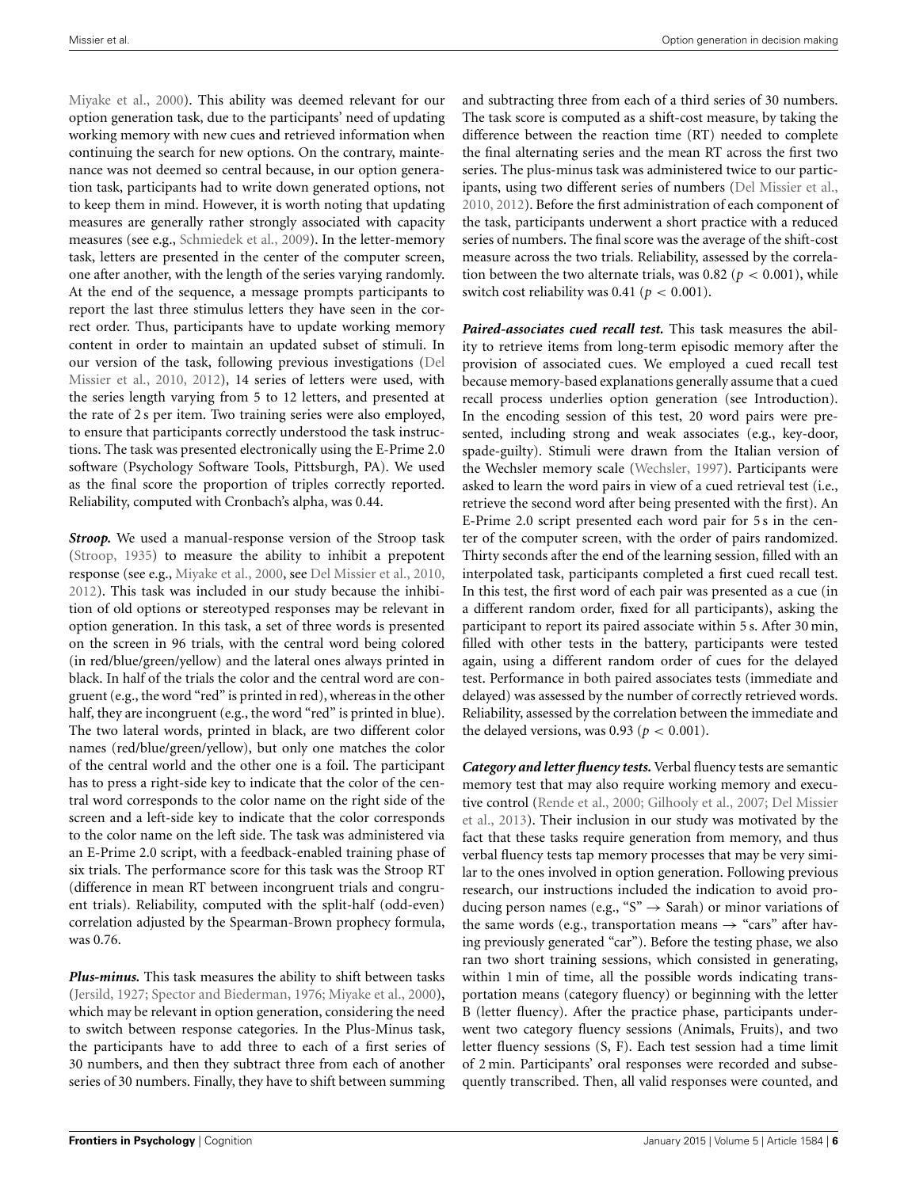Miyake et al., 2000). This ability was deemed relevant for our option generation task, due to the participants' need of updating working memory with new cues and retrieved information when continuing the search for new options. On the contrary, maintenance was not deemed so central because, in our option generation task, participants had to write down generated options, not to keep them in mind. However, it is worth noting that updating measures are generally rather strongly associated with capacity measures (see e.g., Schmiedek et al., 2009). In the letter-memory task, letters are presented in the center of the computer screen, one after another, with the length of the series varying randomly. At the end of the sequence, a message prompts participants to report the last three stimulus letters they have seen in the correct order. Thus, participants have to update working memory content in order to maintain an updated subset of stimuli. In our version of the task, following previous investigations (Del Missier et al., 2010, 2012), 14 series of letters were used, with the series length varying from 5 to 12 letters, and presented at the rate of 2 s per item. Two training series were also employed, to ensure that participants correctly understood the task instructions. The task was presented electronically using the E-Prime 2.0 software (Psychology Software Tools, Pittsburgh, PA). We used as the final score the proportion of triples correctly reported. Reliability, computed with Cronbach's alpha, was 0.44.

***Stroop.*** We used a manual-response version of the Stroop task (Stroop, 1935) to measure the ability to inhibit a prepotent response (see e.g., Miyake et al., 2000, see Del Missier et al., 2010, 2012). This task was included in our study because the inhibition of old options or stereotyped responses may be relevant in option generation. In this task, a set of three words is presented on the screen in 96 trials, with the central word being colored (in red/blue/green/yellow) and the lateral ones always printed in black. In half of the trials the color and the central word are congruent (e.g., the word "red" is printed in red), whereas in the other half, they are incongruent (e.g., the word "red" is printed in blue). The two lateral words, printed in black, are two different color names (red/blue/green/yellow), but only one matches the color of the central world and the other one is a foil. The participant has to press a right-side key to indicate that the color of the central word corresponds to the color name on the right side of the screen and a left-side key to indicate that the color corresponds to the color name on the left side. The task was administered via an E-Prime 2.0 script, with a feedback-enabled training phase of six trials. The performance score for this task was the Stroop RT (difference in mean RT between incongruent trials and congruent trials). Reliability, computed with the split-half (odd-even) correlation adjusted by the Spearman-Brown prophecy formula, was 0.76.

***Plus-minus.*** This task measures the ability to shift between tasks (Jersild, 1927; Spector and Biederman, 1976; Miyake et al., 2000), which may be relevant in option generation, considering the need to switch between response categories. In the Plus-Minus task, the participants have to add three to each of a first series of 30 numbers, and then they subtract three from each of another series of 30 numbers. Finally, they have to shift between summing and subtracting three from each of a third series of 30 numbers. The task score is computed as a shift-cost measure, by taking the difference between the reaction time (RT) needed to complete the final alternating series and the mean RT across the first two series. The plus-minus task was administered twice to our participants, using two different series of numbers (Del Missier et al., 2010, 2012). Before the first administration of each component of the task, participants underwent a short practice with a reduced series of numbers. The final score was the average of the shift-cost measure across the two trials. Reliability, assessed by the correlation between the two alternate trials, was 0.82 ($p < 0.001$), while switch cost reliability was 0.41 ($p < 0.001$).

***Paired-associates cued recall test.*** This task measures the ability to retrieve items from long-term episodic memory after the provision of associated cues. We employed a cued recall test because memory-based explanations generally assume that a cued recall process underlies option generation (see Introduction). In the encoding session of this test, 20 word pairs were presented, including strong and weak associates (e.g., key-door, spade-guilty). Stimuli were drawn from the Italian version of the Wechsler memory scale (Wechsler, 1997). Participants were asked to learn the word pairs in view of a cued retrieval test (i.e., retrieve the second word after being presented with the first). An E-Prime 2.0 script presented each word pair for 5 s in the center of the computer screen, with the order of pairs randomized. Thirty seconds after the end of the learning session, filled with an interpolated task, participants completed a first cued recall test. In this test, the first word of each pair was presented as a cue (in a different random order, fixed for all participants), asking the participant to report its paired associate within 5 s. After 30 min, filled with other tests in the battery, participants were tested again, using a different random order of cues for the delayed test. Performance in both paired associates tests (immediate and delayed) was assessed by the number of correctly retrieved words. Reliability, assessed by the correlation between the immediate and the delayed versions, was 0.93 ($p < 0.001$).

***Category and letter fluency tests.*** Verbal fluency tests are semantic memory test that may also require working memory and executive control (Rende et al., 2000; Gilhooly et al., 2007; Del Missier et al., 2013). Their inclusion in our study was motivated by the fact that these tasks require generation from memory, and thus verbal fluency tests tap memory processes that may be very similar to the ones involved in option generation. Following previous research, our instructions included the indication to avoid producing person names (e.g., "S" → Sarah) or minor variations of the same words (e.g., transportation means → "cars" after having previously generated "car"). Before the testing phase, we also ran two short training sessions, which consisted in generating, within 1 min of time, all the possible words indicating transportation means (category fluency) or beginning with the letter B (letter fluency). After the practice phase, participants underwent two category fluency sessions (Animals, Fruits), and two letter fluency sessions (S, F). Each test session had a time limit of 2 min. Participants' oral responses were recorded and subsequently transcribed. Then, all valid responses were counted, and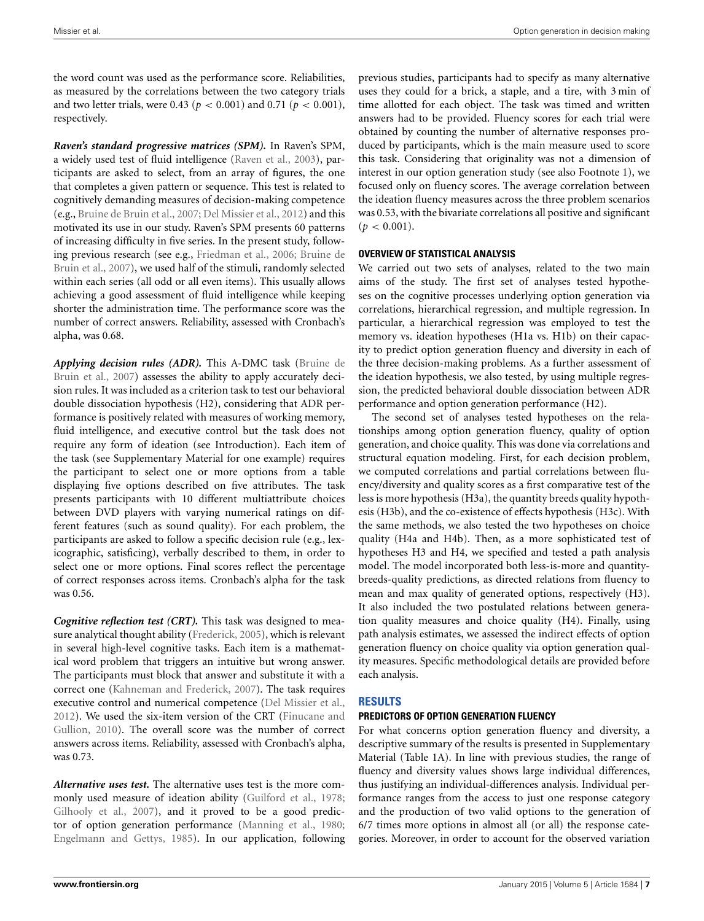the word count was used as the performance score. Reliabilities, as measured by the correlations between the two category trials and two letter trials, were 0.43 ($p < 0.001$) and 0.71 ($p < 0.001$), respectively.

***Raven's standard progressive matrices (SPM).*** In Raven's SPM, a widely used test of fluid intelligence (Raven et al., 2003), participants are asked to select, from an array of figures, the one that completes a given pattern or sequence. This test is related to cognitively demanding measures of decision-making competence (e.g., Bruine de Bruin et al., 2007; Del Missier et al., 2012) and this motivated its use in our study. Raven's SPM presents 60 patterns of increasing difficulty in five series. In the present study, following previous research (see e.g., Friedman et al., 2006; Bruine de Bruin et al., 2007), we used half of the stimuli, randomly selected within each series (all odd or all even items). This usually allows achieving a good assessment of fluid intelligence while keeping shorter the administration time. The performance score was the number of correct answers. Reliability, assessed with Cronbach's alpha, was 0.68.

***Applying decision rules (ADR).*** This A-DMC task (Bruine de Bruin et al., 2007) assesses the ability to apply accurately decision rules. It was included as a criterion task to test our behavioral double dissociation hypothesis (H2), considering that ADR performance is positively related with measures of working memory, fluid intelligence, and executive control but the task does not require any form of ideation (see Introduction). Each item of the task (see Supplementary Material for one example) requires the participant to select one or more options from a table displaying five options described on five attributes. The task presents participants with 10 different multiattribute choices between DVD players with varying numerical ratings on different features (such as sound quality). For each problem, the participants are asked to follow a specific decision rule (e.g., lexicographic, satisficing), verbally described to them, in order to select one or more options. Final scores reflect the percentage of correct responses across items. Cronbach's alpha for the task was 0.56.

***Cognitive reflection test (CRT).*** This task was designed to measure analytical thought ability (Frederick, 2005), which is relevant in several high-level cognitive tasks. Each item is a mathematical word problem that triggers an intuitive but wrong answer. The participants must block that answer and substitute it with a correct one (Kahneman and Frederick, 2007). The task requires executive control and numerical competence (Del Missier et al., 2012). We used the six-item version of the CRT (Finucane and Gullion, 2010). The overall score was the number of correct answers across items. Reliability, assessed with Cronbach's alpha, was 0.73.

***Alternative uses test.*** The alternative uses test is the more commonly used measure of ideation ability (Guilford et al., 1978; Gilhooly et al., 2007), and it proved to be a good predictor of option generation performance (Manning et al., 1980; Engelmann and Gettys, 1985). In our application, following previous studies, participants had to specify as many alternative uses they could for a brick, a staple, and a tire, with 3 min of time allotted for each object. The task was timed and written answers had to be provided. Fluency scores for each trial were obtained by counting the number of alternative responses produced by participants, which is the main measure used to score this task. Considering that originality was not a dimension of interest in our option generation study (see also Footnote 1), we focused only on fluency scores. The average correlation between the ideation fluency measures across the three problem scenarios was 0.53, with the bivariate correlations all positive and significant ($p < 0.001$).

### OVERVIEW OF STATISTICAL ANALYSIS

We carried out two sets of analyses, related to the two main aims of the study. The first set of analyses tested hypotheses on the cognitive processes underlying option generation via correlations, hierarchical regression, and multiple regression. In particular, a hierarchical regression was employed to test the memory vs. ideation hypotheses (H1a vs. H1b) on their capacity to predict option generation fluency and diversity in each of the three decision-making problems. As a further assessment of the ideation hypothesis, we also tested, by using multiple regression, the predicted behavioral double dissociation between ADR performance and option generation performance (H2).

The second set of analyses tested hypotheses on the relationships among option generation fluency, quality of option generation, and choice quality. This was done via correlations and structural equation modeling. First, for each decision problem, we computed correlations and partial correlations between fluency/diversity and quality scores as a first comparative test of the less is more hypothesis (H3a), the quantity breeds quality hypothesis (H3b), and the co-existence of effects hypothesis (H3c). With the same methods, we also tested the two hypotheses on choice quality (H4a and H4b). Then, as a more sophisticated test of hypotheses H3 and H4, we specified and tested a path analysis model. The model incorporated both less-is-more and quantity-breeds-quality predictions, as directed relations from fluency to mean and max quality of generated options, respectively (H3). It also included the two postulated relations between generation quality measures and choice quality (H4). Finally, using path analysis estimates, we assessed the indirect effects of option generation fluency on choice quality via option generation quality measures. Specific methodological details are provided before each analysis.

## RESULTS

### PREDICTORS OF OPTION GENERATION FLUENCY

For what concerns option generation fluency and diversity, a descriptive summary of the results is presented in Supplementary Material (Table 1A). In line with previous studies, the range of fluency and diversity values shows large individual differences, thus justifying an individual-differences analysis. Individual performance ranges from the access to just one response category and the production of two valid options to the generation of 6/7 times more options in almost all (or all) the response categories. Moreover, in order to account for the observed variation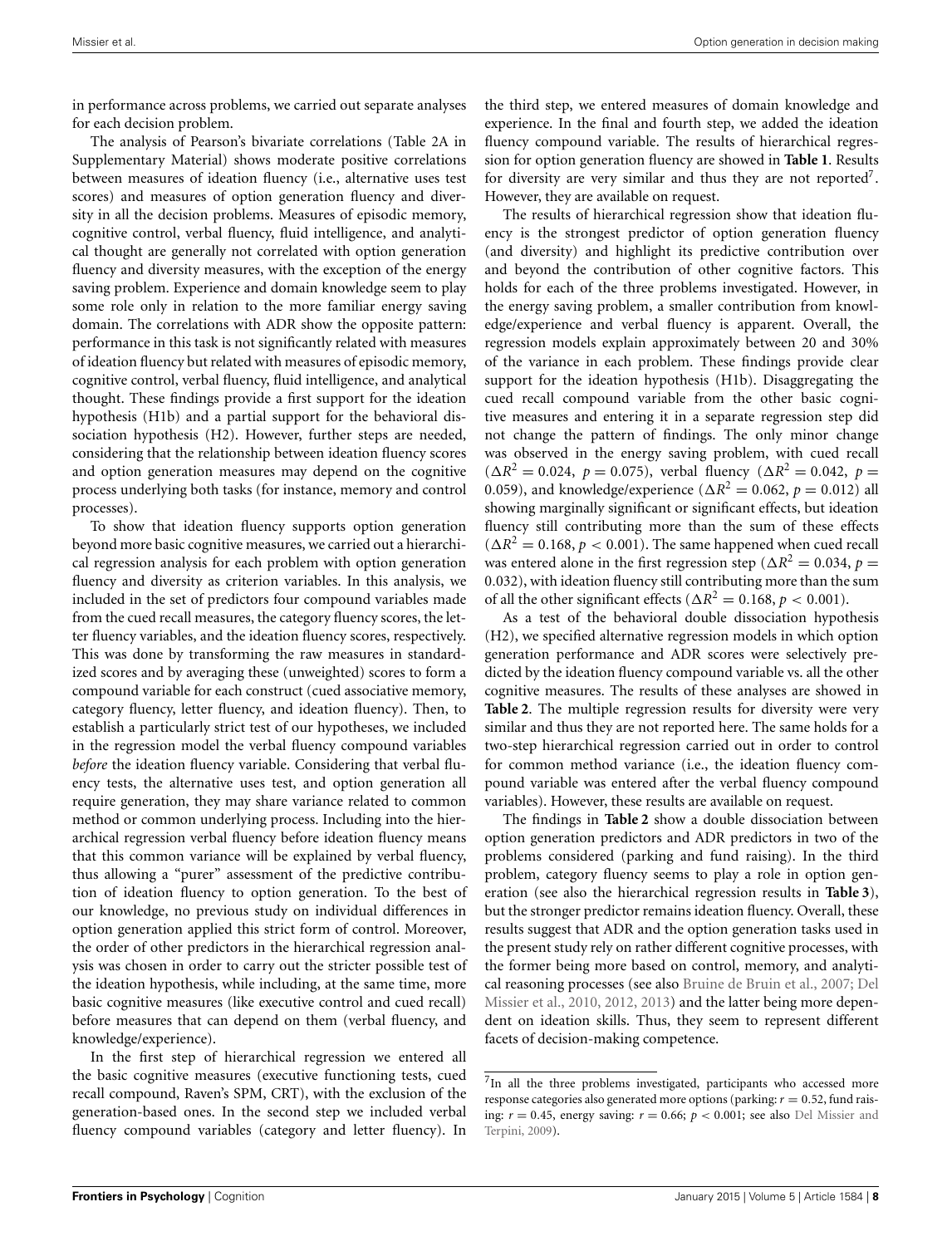in performance across problems, we carried out separate analyses for each decision problem.

The analysis of Pearson's bivariate correlations (Table 2A in Supplementary Material) shows moderate positive correlations between measures of ideation fluency (i.e., alternative uses test scores) and measures of option generation fluency and diversity in all the decision problems. Measures of episodic memory, cognitive control, verbal fluency, fluid intelligence, and analytical thought are generally not correlated with option generation fluency and diversity measures, with the exception of the energy saving problem. Experience and domain knowledge seem to play some role only in relation to the more familiar energy saving domain. The correlations with ADR show the opposite pattern: performance in this task is not significantly related with measures of ideation fluency but related with measures of episodic memory, cognitive control, verbal fluency, fluid intelligence, and analytical thought. These findings provide a first support for the ideation hypothesis (H1b) and a partial support for the behavioral dissociation hypothesis (H2). However, further steps are needed, considering that the relationship between ideation fluency scores and option generation measures may depend on the cognitive process underlying both tasks (for instance, memory and control processes).

To show that ideation fluency supports option generation beyond more basic cognitive measures, we carried out a hierarchical regression analysis for each problem with option generation fluency and diversity as criterion variables. In this analysis, we included in the set of predictors four compound variables made from the cued recall measures, the category fluency scores, the letter fluency variables, and the ideation fluency scores, respectively. This was done by transforming the raw measures in standardized scores and by averaging these (unweighted) scores to form a compound variable for each construct (cued associative memory, category fluency, letter fluency, and ideation fluency). Then, to establish a particularly strict test of our hypotheses, we included in the regression model the verbal fluency compound variables *before* the ideation fluency variable. Considering that verbal fluency tests, the alternative uses test, and option generation all require generation, they may share variance related to common method or common underlying process. Including into the hierarchical regression verbal fluency before ideation fluency means that this common variance will be explained by verbal fluency, thus allowing a "purer" assessment of the predictive contribution of ideation fluency to option generation. To the best of our knowledge, no previous study on individual differences in option generation applied this strict form of control. Moreover, the order of other predictors in the hierarchical regression analysis was chosen in order to carry out the stricter possible test of the ideation hypothesis, while including, at the same time, more basic cognitive measures (like executive control and cued recall) before measures that can depend on them (verbal fluency, and knowledge/experience).

In the first step of hierarchical regression we entered all the basic cognitive measures (executive functioning tests, cued recall compound, Raven's SPM, CRT), with the exclusion of the generation-based ones. In the second step we included verbal fluency compound variables (category and letter fluency). In the third step, we entered measures of domain knowledge and experience. In the final and fourth step, we added the ideation fluency compound variable. The results of hierarchical regression for option generation fluency are showed in **Table 1**. Results for diversity are very similar and thus they are not reported[7]. However, they are available on request.

The results of hierarchical regression show that ideation fluency is the strongest predictor of option generation fluency (and diversity) and highlight its predictive contribution over and beyond the contribution of other cognitive factors. This holds for each of the three problems investigated. However, in the energy saving problem, a smaller contribution from knowledge/experience and verbal fluency is apparent. Overall, the regression models explain approximately between 20 and 30% of the variance in each problem. These findings provide clear support for the ideation hypothesis (H1b). Disaggregating the cued recall compound variable from the other basic cognitive measures and entering it in a separate regression step did not change the pattern of findings. The only minor change was observed in the energy saving problem, with cued recall ($\Delta R^2 = 0.024$, $p = 0.075$), verbal fluency ($\Delta R^2 = 0.042$, $p = 0.059$), and knowledge/experience ($\Delta R^2 = 0.062$, $p = 0.012$) all showing marginally significant or significant effects, but ideation fluency still contributing more than the sum of these effects ($\Delta R^2 = 0.168$, $p < 0.001$). The same happened when cued recall was entered alone in the first regression step ($\Delta R^2 = 0.034$, $p = 0.032$), with ideation fluency still contributing more than the sum of all the other significant effects ($\Delta R^2 = 0.168$, $p < 0.001$).

As a test of the behavioral double dissociation hypothesis (H2), we specified alternative regression models in which option generation performance and ADR scores were selectively predicted by the ideation fluency compound variable vs. all the other cognitive measures. The results of these analyses are showed in **Table 2**. The multiple regression results for diversity were very similar and thus they are not reported here. The same holds for a two-step hierarchical regression carried out in order to control for common method variance (i.e., the ideation fluency compound variable was entered after the verbal fluency compound variables). However, these results are available on request.

The findings in **Table 2** show a double dissociation between option generation predictors and ADR predictors in two of the problems considered (parking and fund raising). In the third problem, category fluency seems to play a role in option generation (see also the hierarchical regression results in **Table 3**), but the stronger predictor remains ideation fluency. Overall, these results suggest that ADR and the option generation tasks used in the present study rely on rather different cognitive processes, with the former being more based on control, memory, and analytical reasoning processes (see also Bruine de Bruin et al., 2007; Del Missier et al., 2010, 2012, 2013) and the latter being more dependent on ideation skills. Thus, they seem to represent different facets of decision-making competence.

---

[7]In all the three problems investigated, participants who accessed more response categories also generated more options (parking: $r = 0.52$, fund raising: $r = 0.45$, energy saving: $r = 0.66$; $p < 0.001$; see also Del Missier and Terpini, 2009).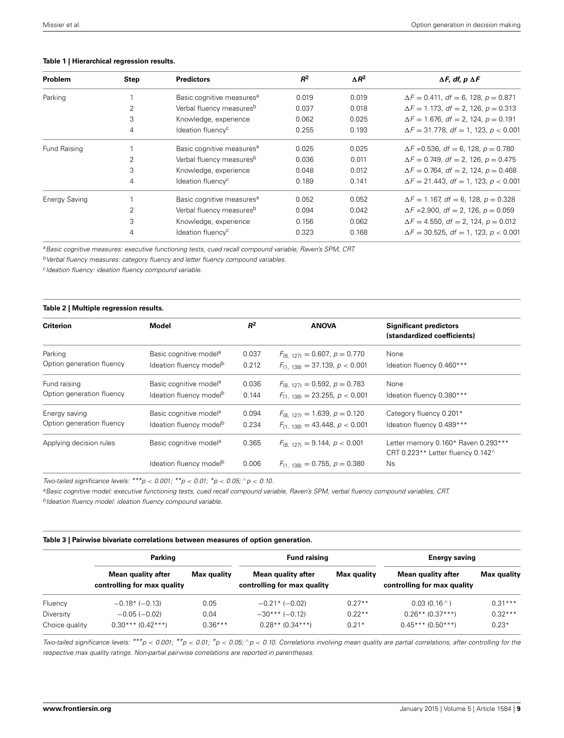**Table 1 | Hierarchical regression results.**

| Problem | Step | Predictors | $R^2$ | $\Delta R^2$ | $\Delta F$, $df$, $p$ $\Delta F$ |
|---|---|---|---|---|---|
| Parking | 1 | Basic cognitive measures[a] | 0.019 | 0.019 | $\Delta F = 0.411$, $df = 6, 128$, $p = 0.871$ |
| | 2 | Verbal fluency measures[b] | 0.037 | 0.018 | $\Delta F = 1.173$, $df = 2, 126$, $p = 0.313$ |
| | 3 | Knowledge, experience | 0.062 | 0.025 | $\Delta F = 1.676$, $df = 2, 124$, $p = 0.191$ |
| | 4 | Ideation fluency[c] | 0.255 | 0.193 | $\Delta F = 31.778$, $df = 1, 123$, $p < 0.001$ |
| Fund Raising | 1 | Basic cognitive measures[a] | 0.025 | 0.025 | $\Delta F = 0.536$, $df = 6, 128$, $p = 0.780$ |
| | 2 | Verbal fluency measures[b] | 0.036 | 0.011 | $\Delta F = 0.749$, $df = 2, 126$, $p = 0.475$ |
| | 3 | Knowledge, experience | 0.048 | 0.012 | $\Delta F = 0.764$, $df = 2, 124$, $p = 0.468$ |
| | 4 | Ideation fluency[c] | 0.189 | 0.141 | $\Delta F = 21.443$, $df = 1, 123$, $p < 0.001$ |
| Energy Saving | 1 | Basic cognitive measures[a] | 0.052 | 0.052 | $\Delta F = 1.167$, $df = 6, 128$, $p = 0.328$ |
| | 2 | Verbal fluency measures[b] | 0.094 | 0.042 | $\Delta F = 2.900$, $df = 2, 126$, $p = 0.059$ |
| | 3 | Knowledge, experience | 0.156 | 0.062 | $\Delta F = 4.550$, $df = 2, 124$, $p = 0.012$ |
| | 4 | Ideation fluency[c] | 0.323 | 0.168 | $\Delta F = 30.525$, $df = 1, 123$, $p < 0.001$ |

[a] *Basic cognitive measures: executive functioning tests, cued recall compound variable, Raven's SPM, CRT.*
[b] *Verbal fluency measures: category fluency and letter fluency compound variables.*
[c] *Ideation fluency: ideation fluency compound variable.*

**Table 2 | Multiple regression results.**

| Criterion | Model | $R^2$ | ANOVA | Significant predictors (standardized coefficients) |
|---|---|---|---|---|
| Parking | Basic cognitive model[a] | 0.037 | $F_{(8, 127)} = 0.607$, $p = 0.770$ | None |
| Option generation fluency | Ideation fluency model[b] | 0.212 | $F_{(1, 138)} = 37.139$, $p < 0.001$ | Ideation fluency 0.460*** |
| Fund raising | Basic cognitive model[a] | 0.036 | $F_{(8, 127)} = 0.592$, $p = 0.783$ | None |
| Option generation fluency | Ideation fluency model[b] | 0.144 | $F_{(1, 138)} = 23.255$, $p < 0.001$ | Ideation fluency 0.380*** |
| Energy saving | Basic cognitive model[a] | 0.094 | $F_{(8, 127)} = 1.639$, $p = 0.120$ | Category fluency 0.201* |
| Option generation fluency | Ideation fluency model[b] | 0.234 | $F_{(1, 138)} = 43.448$, $p < 0.001$ | Ideation fluency 0.489*** |
| Applying decision rules | Basic cognitive model[a] | 0.365 | $F_{(8, 127)} = 9.144$, $p < 0.001$ | Letter memory 0.160* Raven 0.293*** CRT 0.223** Letter fluency 0.142^ |
| | Ideation fluency model[b] | 0.006 | $F_{(1, 138)} = 0.755$, $p = 0.380$ | Ns |

*Two-tailed significance levels: ***p < 0.001; **p < 0.01; *p < 0.05; ^p < 0.10.*
[a] *Basic cognitive model: executive functioning tests, cued recall compound variable, Raven's SPM, verbal fluency compound variables, CRT.*
[b] *Ideation fluency model: ideation fluency compound variable.*

**Table 3 | Pairwise bivariate correlations between measures of option generation.**

| | Parking | | Fund raising | | Energy saving | |
|---|---|---|---|---|---|---|
| | Mean quality after controlling for max quality | Max quality | Mean quality after controlling for max quality | Max quality | Mean quality after controlling for max quality | Max quality |
| Fluency | −0.18* (−0.13) | 0.05 | −0.21* (−0.02) | 0.27** | 0.03 (0.16^) | 0.31*** |
| Diversity | −0.05 (−0.02) | 0.04 | −30*** (−0.12) | 0.22** | 0.26** (0.37***) | 0.32*** |
| Choice quality | 0.30*** (0.42***) | 0.36*** | 0.28** (0.34***) | 0.21* | 0.45*** (0.50***) | 0.23* |

*Two-tailed significance levels: ***p < 0.001; **p < 0.01; *p < 0.05; ^p < 0.10. Correlations involving mean quality are partial correlations, after controlling for the respective max quality ratings. Non-partial pairwise correlations are reported in parentheses.*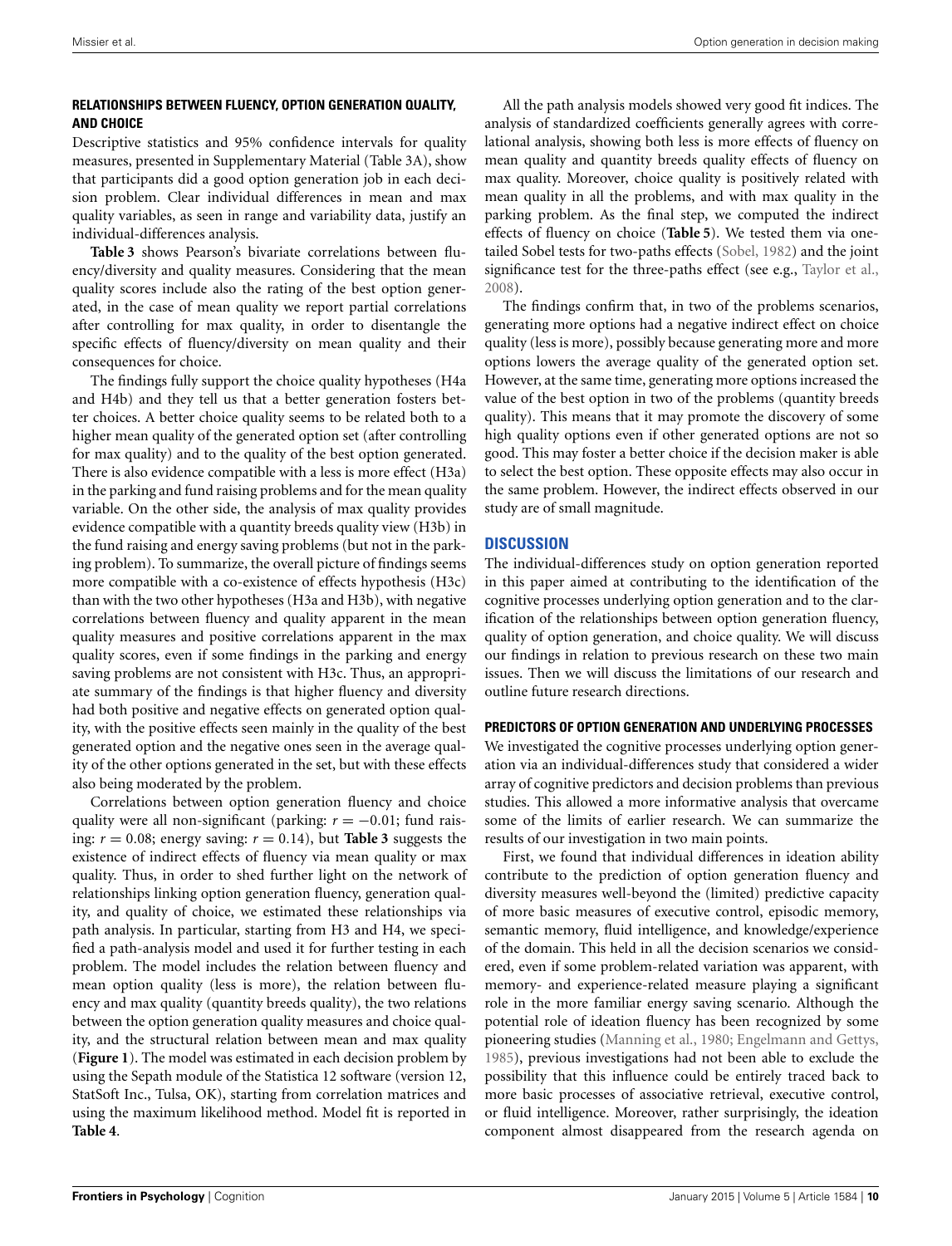### RELATIONSHIPS BETWEEN FLUENCY, OPTION GENERATION QUALITY, AND CHOICE

Descriptive statistics and 95% confidence intervals for quality measures, presented in Supplementary Material (Table 3A), show that participants did a good option generation job in each decision problem. Clear individual differences in mean and max quality variables, as seen in range and variability data, justify an individual-differences analysis.

**Table 3** shows Pearson's bivariate correlations between fluency/diversity and quality measures. Considering that the mean quality scores include also the rating of the best option generated, in the case of mean quality we report partial correlations after controlling for max quality, in order to disentangle the specific effects of fluency/diversity on mean quality and their consequences for choice.

The findings fully support the choice quality hypotheses (H4a and H4b) and they tell us that a better generation fosters better choices. A better choice quality seems to be related both to a higher mean quality of the generated option set (after controlling for max quality) and to the quality of the best option generated. There is also evidence compatible with a less is more effect (H3a) in the parking and fund raising problems and for the mean quality variable. On the other side, the analysis of max quality provides evidence compatible with a quantity breeds quality view (H3b) in the fund raising and energy saving problems (but not in the parking problem). To summarize, the overall picture of findings seems more compatible with a co-existence of effects hypothesis (H3c) than with the two other hypotheses (H3a and H3b), with negative correlations between fluency and quality apparent in the mean quality measures and positive correlations apparent in the max quality scores, even if some findings in the parking and energy saving problems are not consistent with H3c. Thus, an appropriate summary of the findings is that higher fluency and diversity had both positive and negative effects on generated option quality, with the positive effects seen mainly in the quality of the best generated option and the negative ones seen in the average quality of the other options generated in the set, but with these effects also being moderated by the problem.

Correlations between option generation fluency and choice quality were all non-significant (parking: $r = -0.01$; fund raising: $r = 0.08$; energy saving: $r = 0.14$), but **Table 3** suggests the existence of indirect effects of fluency via mean quality or max quality. Thus, in order to shed further light on the network of relationships linking option generation fluency, generation quality, and quality of choice, we estimated these relationships via path analysis. In particular, starting from H3 and H4, we specified a path-analysis model and used it for further testing in each problem. The model includes the relation between fluency and mean option quality (less is more), the relation between fluency and max quality (quantity breeds quality), the two relations between the option generation quality measures and choice quality, and the structural relation between mean and max quality (**Figure 1**). The model was estimated in each decision problem by using the Sepath module of the Statistica 12 software (version 12, StatSoft Inc., Tulsa, OK), starting from correlation matrices and using the maximum likelihood method. Model fit is reported in **Table 4**.

All the path analysis models showed very good fit indices. The analysis of standardized coefficients generally agrees with correlational analysis, showing both less is more effects of fluency on mean quality and quantity breeds quality effects of fluency on max quality. Moreover, choice quality is positively related with mean quality in all the problems, and with max quality in the parking problem. As the final step, we computed the indirect effects of fluency on choice (**Table 5**). We tested them via one-tailed Sobel tests for two-paths effects (Sobel, 1982) and the joint significance test for the three-paths effect (see e.g., Taylor et al., 2008).

The findings confirm that, in two of the problems scenarios, generating more options had a negative indirect effect on choice quality (less is more), possibly because generating more and more options lowers the average quality of the generated option set. However, at the same time, generating more options increased the value of the best option in two of the problems (quantity breeds quality). This means that it may promote the discovery of some high quality options even if other generated options are not so good. This may foster a better choice if the decision maker is able to select the best option. These opposite effects may also occur in the same problem. However, the indirect effects observed in our study are of small magnitude.

## DISCUSSION

The individual-differences study on option generation reported in this paper aimed at contributing to the identification of the cognitive processes underlying option generation and to the clarification of the relationships between option generation fluency, quality of option generation, and choice quality. We will discuss our findings in relation to previous research on these two main issues. Then we will discuss the limitations of our research and outline future research directions.

### PREDICTORS OF OPTION GENERATION AND UNDERLYING PROCESSES

We investigated the cognitive processes underlying option generation via an individual-differences study that considered a wider array of cognitive predictors and decision problems than previous studies. This allowed a more informative analysis that overcame some of the limits of earlier research. We can summarize the results of our investigation in two main points.

First, we found that individual differences in ideation ability contribute to the prediction of option generation fluency and diversity measures well-beyond the (limited) predictive capacity of more basic measures of executive control, episodic memory, semantic memory, fluid intelligence, and knowledge/experience of the domain. This held in all the decision scenarios we considered, even if some problem-related variation was apparent, with memory- and experience-related measure playing a significant role in the more familiar energy saving scenario. Although the potential role of ideation fluency has been recognized by some pioneering studies (Manning et al., 1980; Engelmann and Gettys, 1985), previous investigations had not been able to exclude the possibility that this influence could be entirely traced back to more basic processes of associative retrieval, executive control, or fluid intelligence. Moreover, rather surprisingly, the ideation component almost disappeared from the research agenda on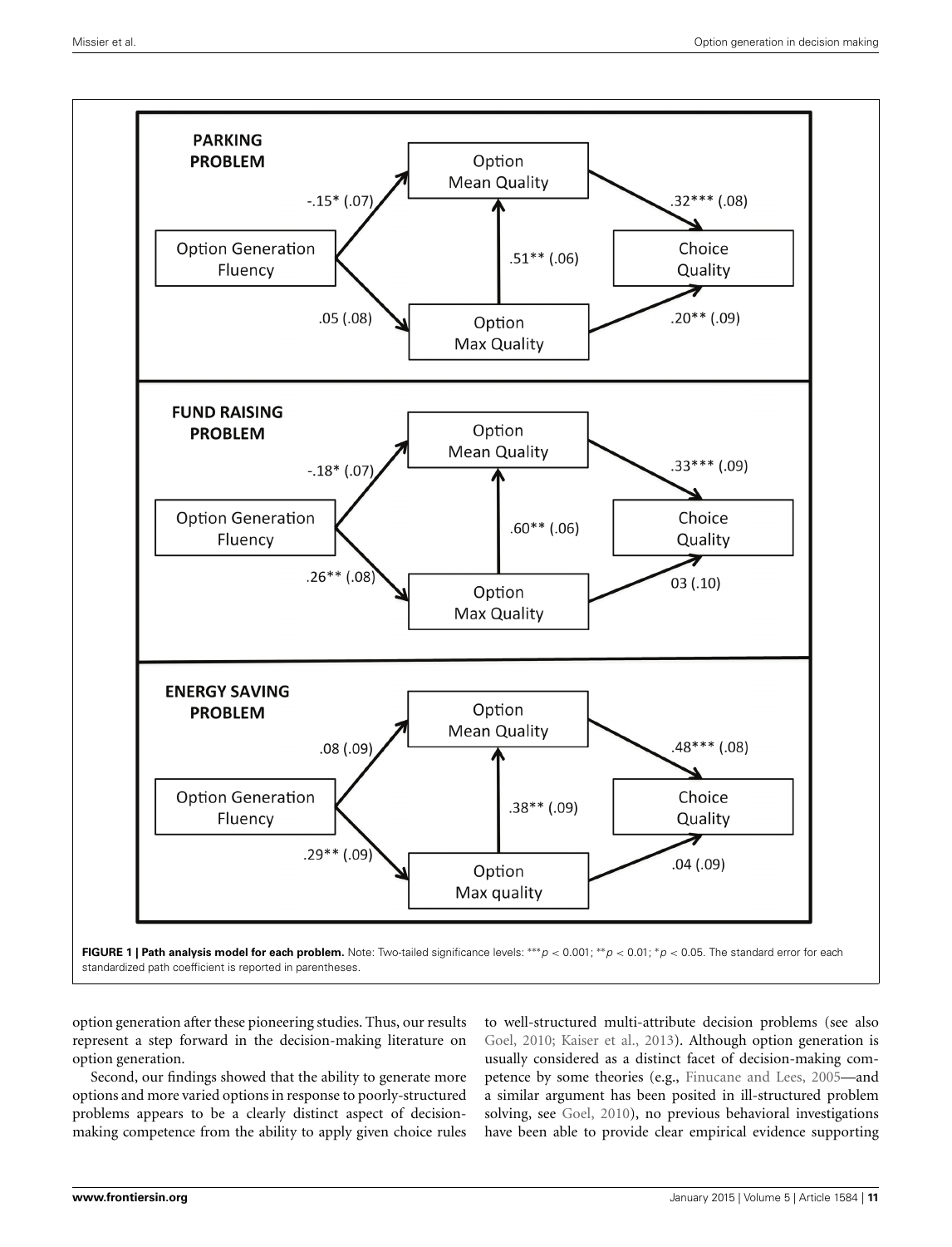**FIGURE 1 | Path analysis model for each problem.** Note: Two-tailed significance levels: *** $p < 0.001$; ** $p < 0.01$; * $p < 0.05$. The standard error for each standardized path coefficient is reported in parentheses.

option generation after these pioneering studies. Thus, our results represent a step forward in the decision-making literature on option generation.

Second, our findings showed that the ability to generate more options and more varied options in response to poorly-structured problems appears to be a clearly distinct aspect of decision-making competence from the ability to apply given choice rules to well-structured multi-attribute decision problems (see also Goel, 2010; Kaiser et al., 2013). Although option generation is usually considered as a distinct facet of decision-making competence by some theories (e.g., Finucane and Lees, 2005—and a similar argument has been posited in ill-structured problem solving, see Goel, 2010), no previous behavioral investigations have been able to provide clear empirical evidence supporting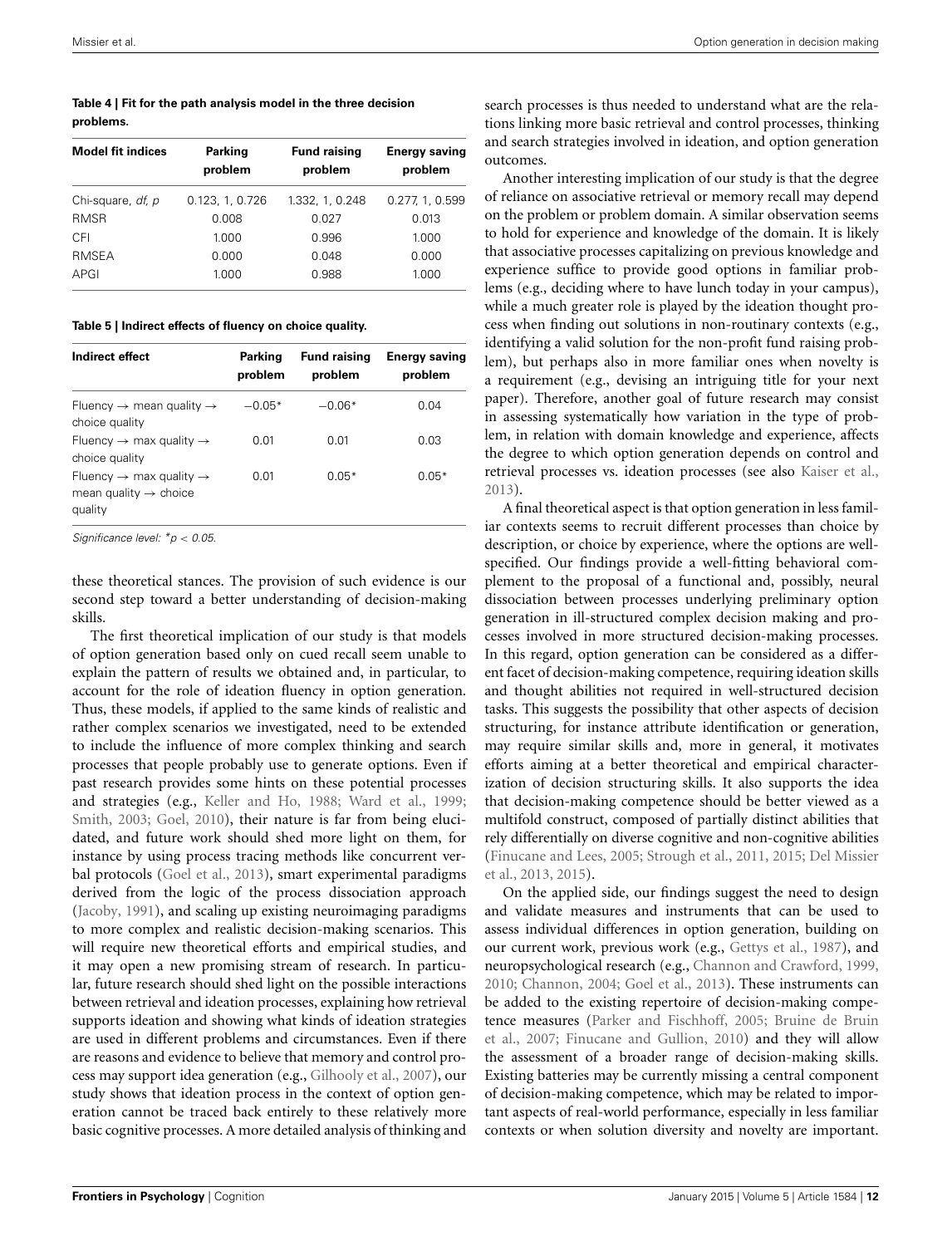**Table 4 | Fit for the path analysis model in the three decision problems.**

| Model fit indices | Parking problem | Fund raising problem | Energy saving problem |
|---|---|---|---|
| Chi-square, *df*, *p* | 0.123, 1, 0.726 | 1.332, 1, 0.248 | 0.277, 1, 0.599 |
| RMSR | 0.008 | 0.027 | 0.013 |
| CFI | 1.000 | 0.996 | 1.000 |
| RMSEA | 0.000 | 0.048 | 0.000 |
| APGI | 1.000 | 0.988 | 1.000 |

**Table 5 | Indirect effects of fluency on choice quality.**

| Indirect effect | Parking problem | Fund raising problem | Energy saving problem |
|---|---|---|---|
| Fluency → mean quality → choice quality | −0.05* | −0.06* | 0.04 |
| Fluency → max quality → choice quality | 0.01 | 0.01 | 0.03 |
| Fluency → max quality → mean quality → choice quality | 0.01 | 0.05* | 0.05* |

*Significance level: *$p < 0.05$.*

these theoretical stances. The provision of such evidence is our second step toward a better understanding of decision-making skills.

The first theoretical implication of our study is that models of option generation based only on cued recall seem unable to explain the pattern of results we obtained and, in particular, to account for the role of ideation fluency in option generation. Thus, these models, if applied to the same kinds of realistic and rather complex scenarios we investigated, need to be extended to include the influence of more complex thinking and search processes that people probably use to generate options. Even if past research provides some hints on these potential processes and strategies (e.g., Keller and Ho, 1988; Ward et al., 1999; Smith, 2003; Goel, 2010), their nature is far from being elucidated, and future work should shed more light on them, for instance by using process tracing methods like concurrent verbal protocols (Goel et al., 2013), smart experimental paradigms derived from the logic of the process dissociation approach (Jacoby, 1991), and scaling up existing neuroimaging paradigms to more complex and realistic decision-making scenarios. This will require new theoretical efforts and empirical studies, and it may open a new promising stream of research. In particular, future research should shed light on the possible interactions between retrieval and ideation processes, explaining how retrieval supports ideation and showing what kinds of ideation strategies are used in different problems and circumstances. Even if there are reasons and evidence to believe that memory and control process may support idea generation (e.g., Gilhooly et al., 2007), our study shows that ideation process in the context of option generation cannot be traced back entirely to these relatively more basic cognitive processes. A more detailed analysis of thinking and search processes is thus needed to understand what are the relations linking more basic retrieval and control processes, thinking and search strategies involved in ideation, and option generation outcomes.

Another interesting implication of our study is that the degree of reliance on associative retrieval or memory recall may depend on the problem or problem domain. A similar observation seems to hold for experience and knowledge of the domain. It is likely that associative processes capitalizing on previous knowledge and experience suffice to provide good options in familiar problems (e.g., deciding where to have lunch today in your campus), while a much greater role is played by the ideation thought process when finding out solutions in non-routinary contexts (e.g., identifying a valid solution for the non-profit fund raising problem), but perhaps also in more familiar ones when novelty is a requirement (e.g., devising an intriguing title for your next paper). Therefore, another goal of future research may consist in assessing systematically how variation in the type of problem, in relation with domain knowledge and experience, affects the degree to which option generation depends on control and retrieval processes vs. ideation processes (see also Kaiser et al., 2013).

A final theoretical aspect is that option generation in less familiar contexts seems to recruit different processes than choice by description, or choice by experience, where the options are well-specified. Our findings provide a well-fitting behavioral complement to the proposal of a functional and, possibly, neural dissociation between processes underlying preliminary option generation in ill-structured complex decision making and processes involved in more structured decision-making processes. In this regard, option generation can be considered as a different facet of decision-making competence, requiring ideation skills and thought abilities not required in well-structured decision tasks. This suggests the possibility that other aspects of decision structuring, for instance attribute identification or generation, may require similar skills and, more in general, it motivates efforts aiming at a better theoretical and empirical characterization of decision structuring skills. It also supports the idea that decision-making competence should be better viewed as a multifold construct, composed of partially distinct abilities that rely differentially on diverse cognitive and non-cognitive abilities (Finucane and Lees, 2005; Strough et al., 2011, 2015; Del Missier et al., 2013, 2015).

On the applied side, our findings suggest the need to design and validate measures and instruments that can be used to assess individual differences in option generation, building on our current work, previous work (e.g., Gettys et al., 1987), and neuropsychological research (e.g., Channon and Crawford, 1999, 2010; Channon, 2004; Goel et al., 2013). These instruments can be added to the existing repertoire of decision-making competence measures (Parker and Fischhoff, 2005; Bruine de Bruin et al., 2007; Finucane and Gullion, 2010) and they will allow the assessment of a broader range of decision-making skills. Existing batteries may be currently missing a central component of decision-making competence, which may be related to important aspects of real-world performance, especially in less familiar contexts or when solution diversity and novelty are important.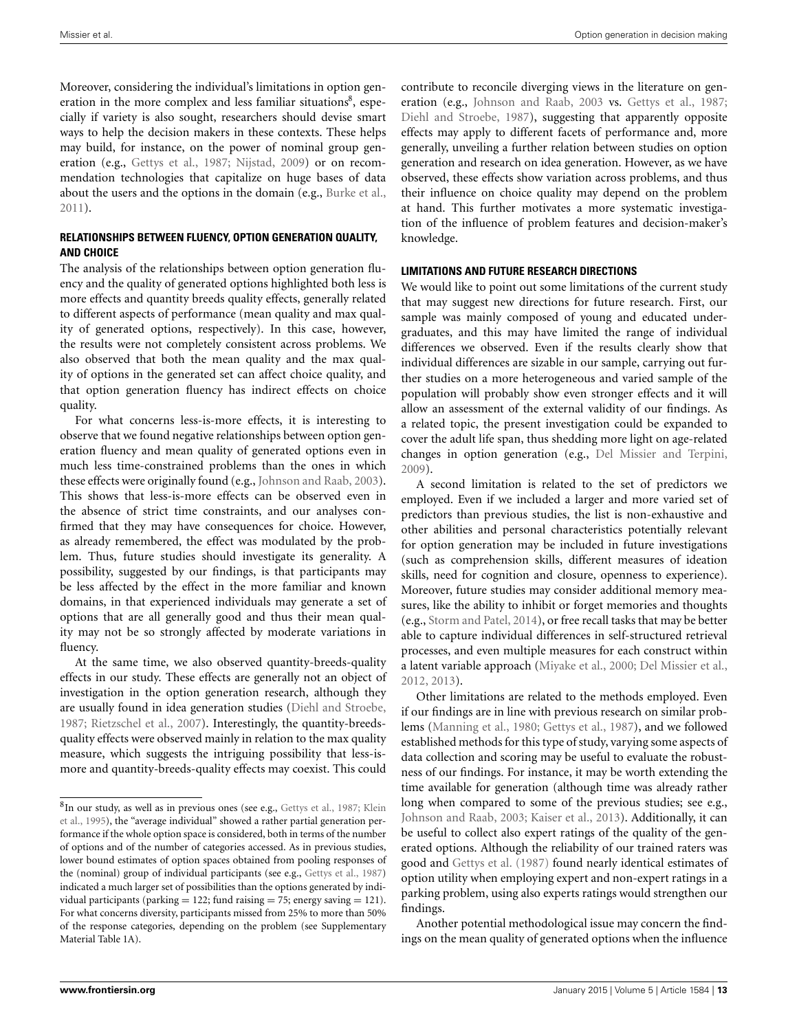Moreover, considering the individual's limitations in option generation in the more complex and less familiar situations[8], especially if variety is also sought, researchers should devise smart ways to help the decision makers in these contexts. These helps may build, for instance, on the power of nominal group generation (e.g., Gettys et al., 1987; Nijstad, 2009) or on recommendation technologies that capitalize on huge bases of data about the users and the options in the domain (e.g., Burke et al., 2011).

### RELATIONSHIPS BETWEEN FLUENCY, OPTION GENERATION QUALITY, AND CHOICE

The analysis of the relationships between option generation fluency and the quality of generated options highlighted both less is more effects and quantity breeds quality effects, generally related to different aspects of performance (mean quality and max quality of generated options, respectively). In this case, however, the results were not completely consistent across problems. We also observed that both the mean quality and the max quality of options in the generated set can affect choice quality, and that option generation fluency has indirect effects on choice quality.

For what concerns less-is-more effects, it is interesting to observe that we found negative relationships between option generation fluency and mean quality of generated options even in much less time-constrained problems than the ones in which these effects were originally found (e.g., Johnson and Raab, 2003). This shows that less-is-more effects can be observed even in the absence of strict time constraints, and our analyses confirmed that they may have consequences for choice. However, as already remembered, the effect was modulated by the problem. Thus, future studies should investigate its generality. A possibility, suggested by our findings, is that participants may be less affected by the effect in the more familiar and known domains, in that experienced individuals may generate a set of options that are all generally good and thus their mean quality may not be so strongly affected by moderate variations in fluency.

At the same time, we also observed quantity-breeds-quality effects in our study. These effects are generally not an object of investigation in the option generation research, although they are usually found in idea generation studies (Diehl and Stroebe, 1987; Rietzschel et al., 2007). Interestingly, the quantity-breeds-quality effects were observed mainly in relation to the max quality measure, which suggests the intriguing possibility that less-is-more and quantity-breeds-quality effects may coexist. This could contribute to reconcile diverging views in the literature on generation (e.g., Johnson and Raab, 2003 vs. Gettys et al., 1987; Diehl and Stroebe, 1987), suggesting that apparently opposite effects may apply to different facets of performance and, more generally, unveiling a further relation between studies on option generation and research on idea generation. However, as we have observed, these effects show variation across problems, and thus their influence on choice quality may depend on the problem at hand. This further motivates a more systematic investigation of the influence of problem features and decision-maker's knowledge.

### LIMITATIONS AND FUTURE RESEARCH DIRECTIONS

We would like to point out some limitations of the current study that may suggest new directions for future research. First, our sample was mainly composed of young and educated undergraduates, and this may have limited the range of individual differences we observed. Even if the results clearly show that individual differences are sizable in our sample, carrying out further studies on a more heterogeneous and varied sample of the population will probably show even stronger effects and it will allow an assessment of the external validity of our findings. As a related topic, the present investigation could be expanded to cover the adult life span, thus shedding more light on age-related changes in option generation (e.g., Del Missier and Terpini, 2009).

A second limitation is related to the set of predictors we employed. Even if we included a larger and more varied set of predictors than previous studies, the list is non-exhaustive and other abilities and personal characteristics potentially relevant for option generation may be included in future investigations (such as comprehension skills, different measures of ideation skills, need for cognition and closure, openness to experience). Moreover, future studies may consider additional memory measures, like the ability to inhibit or forget memories and thoughts (e.g., Storm and Patel, 2014), or free recall tasks that may be better able to capture individual differences in self-structured retrieval processes, and even multiple measures for each construct within a latent variable approach (Miyake et al., 2000; Del Missier et al., 2012, 2013).

Other limitations are related to the methods employed. Even if our findings are in line with previous research on similar problems (Manning et al., 1980; Gettys et al., 1987), and we followed established methods for this type of study, varying some aspects of data collection and scoring may be useful to evaluate the robustness of our findings. For instance, it may be worth extending the time available for generation (although time was already rather long when compared to some of the previous studies; see e.g., Johnson and Raab, 2003; Kaiser et al., 2013). Additionally, it can be useful to collect also expert ratings of the quality of the generated options. Although the reliability of our trained raters was good and Gettys et al. (1987) found nearly identical estimates of option utility when employing expert and non-expert ratings in a parking problem, using also experts ratings would strengthen our findings.

Another potential methodological issue may concern the findings on the mean quality of generated options when the influence

[8] In our study, as well as in previous ones (see e.g., Gettys et al., 1987; Klein et al., 1995), the "average individual" showed a rather partial generation performance if the whole option space is considered, both in terms of the number of options and of the number of categories accessed. As in previous studies, lower bound estimates of option spaces obtained from pooling responses of the (nominal) group of individual participants (see e.g., Gettys et al., 1987) indicated a much larger set of possibilities than the options generated by individual participants (parking = 122; fund raising = 75; energy saving = 121). For what concerns diversity, participants missed from 25% to more than 50% of the response categories, depending on the problem (see Supplementary Material Table 1A).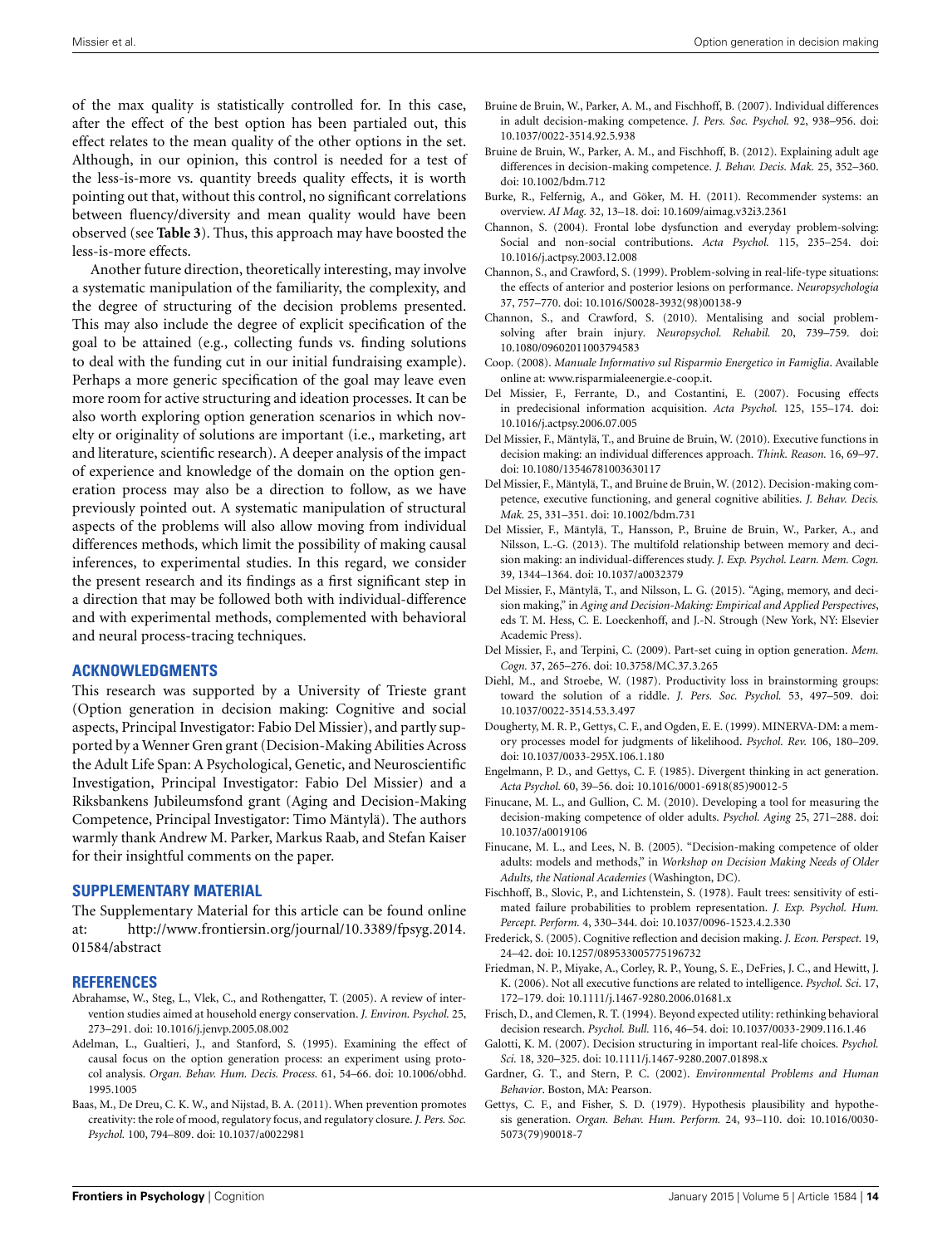of the max quality is statistically controlled for. In this case, after the effect of the best option has been partialed out, this effect relates to the mean quality of the other options in the set. Although, in our opinion, this control is needed for a test of the less-is-more vs. quantity breeds quality effects, it is worth pointing out that, without this control, no significant correlations between fluency/diversity and mean quality would have been observed (see **Table 3**). Thus, this approach may have boosted the less-is-more effects.

Another future direction, theoretically interesting, may involve a systematic manipulation of the familiarity, the complexity, and the degree of structuring of the decision problems presented. This may also include the degree of explicit specification of the goal to be attained (e.g., collecting funds vs. finding solutions to deal with the funding cut in our initial fundraising example). Perhaps a more generic specification of the goal may leave even more room for active structuring and ideation processes. It can be also worth exploring option generation scenarios in which novelty or originality of solutions are important (i.e., marketing, art and literature, scientific research). A deeper analysis of the impact of experience and knowledge of the domain on the option generation process may also be a direction to follow, as we have previously pointed out. A systematic manipulation of structural aspects of the problems will also allow moving from individual differences methods, which limit the possibility of making causal inferences, to experimental studies. In this regard, we consider the present research and its findings as a first significant step in a direction that may be followed both with individual-difference and with experimental methods, complemented with behavioral and neural process-tracing techniques.

## ACKNOWLEDGMENTS

This research was supported by a University of Trieste grant (Option generation in decision making: Cognitive and social aspects, Principal Investigator: Fabio Del Missier), and partly supported by a Wenner Gren grant (Decision-Making Abilities Across the Adult Life Span: A Psychological, Genetic, and Neuroscientific Investigation, Principal Investigator: Fabio Del Missier) and a Riksbankens Jubileumsfond grant (Aging and Decision-Making Competence, Principal Investigator: Timo Mäntylä). The authors warmly thank Andrew M. Parker, Markus Raab, and Stefan Kaiser for their insightful comments on the paper.

## SUPPLEMENTARY MATERIAL

The Supplementary Material for this article can be found online at: http://www.frontiersin.org/journal/10.3389/fpsyg.2014.01584/abstract

## REFERENCES

Abrahamse, W., Steg, L., Vlek, C., and Rothengatter, T. (2005). A review of intervention studies aimed at household energy conservation. *J. Environ. Psychol.* 25, 273–291. doi: 10.1016/j.jenvp.2005.08.002

Adelman, L., Gualtieri, J., and Stanford, S. (1995). Examining the effect of causal focus on the option generation process: an experiment using protocol analysis. *Organ. Behav. Hum. Decis. Process.* 61, 54–66. doi: 10.1006/obhd.1995.1005

Baas, M., De Dreu, C. K. W., and Nijstad, B. A. (2011). When prevention promotes creativity: the role of mood, regulatory focus, and regulatory closure. *J. Pers. Soc. Psychol.* 100, 794–809. doi: 10.1037/a0022981

Bruine de Bruin, W., Parker, A. M., and Fischhoff, B. (2007). Individual differences in adult decision-making competence. *J. Pers. Soc. Psychol.* 92, 938–956. doi: 10.1037/0022-3514.92.5.938

Bruine de Bruin, W., Parker, A. M., and Fischhoff, B. (2012). Explaining adult age differences in decision-making competence. *J. Behav. Decis. Mak.* 25, 352–360. doi: 10.1002/bdm.712

Burke, R., Felfernig, A., and Göker, M. H. (2011). Recommender systems: an overview. *AI Mag.* 32, 13–18. doi: 10.1609/aimag.v32i3.2361

Channon, S. (2004). Frontal lobe dysfunction and everyday problem-solving: Social and non-social contributions. *Acta Psychol.* 115, 235–254. doi: 10.1016/j.actpsy.2003.12.008

Channon, S., and Crawford, S. (1999). Problem-solving in real-life-type situations: the effects of anterior and posterior lesions on performance. *Neuropsychologia* 37, 757–770. doi: 10.1016/S0028-3932(98)00138-9

Channon, S., and Crawford, S. (2010). Mentalising and social problem-solving after brain injury. *Neuropsychol. Rehabil.* 20, 739–759. doi: 10.1080/09602011003794583

Coop. (2008). *Manuale Informativo sul Risparmio Energetico in Famiglia*. Available online at: www.risparmialeenergie.e-coop.it.

Del Missier, F., Ferrante, D., and Costantini, E. (2007). Focusing effects in predecisional information acquisition. *Acta Psychol.* 125, 155–174. doi: 10.1016/j.actpsy.2006.07.005

Del Missier, F., Mäntylä, T., and Bruine de Bruin, W. (2010). Executive functions in decision making: an individual differences approach. *Think. Reason.* 16, 69–97. doi: 10.1080/13546781003630117

Del Missier, F., Mäntylä, T., and Bruine de Bruin, W. (2012). Decision-making competence, executive functioning, and general cognitive abilities. *J. Behav. Decis. Mak.* 25, 331–351. doi: 10.1002/bdm.731

Del Missier, F., Mäntylä, T., Hansson, P., Bruine de Bruin, W., Parker, A., and Nilsson, L.-G. (2013). The multifold relationship between memory and decision making: an individual-differences study. *J. Exp. Psychol. Learn. Mem. Cogn.* 39, 1344–1364. doi: 10.1037/a0032379

Del Missier, F., Mäntylä, T., and Nilsson, L. G. (2015). "Aging, memory, and decision making," in *Aging and Decision-Making: Empirical and Applied Perspectives*, eds T. M. Hess, C. E. Loeckenhoff, and J.-N. Strough (New York, NY: Elsevier Academic Press).

Del Missier, F., and Terpini, C. (2009). Part-set cuing in option generation. *Mem. Cogn.* 37, 265–276. doi: 10.3758/MC.37.3.265

Diehl, M., and Stroebe, W. (1987). Productivity loss in brainstorming groups: toward the solution of a riddle. *J. Pers. Soc. Psychol.* 53, 497–509. doi: 10.1037/0022-3514.53.3.497

Dougherty, M. R. P., Gettys, C. F., and Ogden, E. E. (1999). MINERVA-DM: a memory processes model for judgments of likelihood. *Psychol. Rev.* 106, 180–209. doi: 10.1037/0033-295X.106.1.180

Engelmann, P. D., and Gettys, C. F. (1985). Divergent thinking in act generation. *Acta Psychol.* 60, 39–56. doi: 10.1016/0001-6918(85)90012-5

Finucane, M. L., and Gullion, C. M. (2010). Developing a tool for measuring the decision-making competence of older adults. *Psychol. Aging* 25, 271–288. doi: 10.1037/a0019106

Finucane, M. L., and Lees, N. B. (2005). "Decision-making competence of older adults: models and methods," in *Workshop on Decision Making Needs of Older Adults, the National Academies* (Washington, DC).

Fischhoff, B., Slovic, P., and Lichtenstein, S. (1978). Fault trees: sensitivity of estimated failure probabilities to problem representation. *J. Exp. Psychol. Hum. Percept. Perform.* 4, 330–344. doi: 10.1037/0096-1523.4.2.330

Frederick, S. (2005). Cognitive reflection and decision making. *J. Econ. Perspect.* 19, 24–42. doi: 10.1257/089533005775196732

Friedman, N. P., Miyake, A., Corley, R. P., Young, S. E., DeFries, J. C., and Hewitt, J. K. (2006). Not all executive functions are related to intelligence. *Psychol. Sci.* 17, 172–179. doi: 10.1111/j.1467-9280.2006.01681.x

Frisch, D., and Clemen, R. T. (1994). Beyond expected utility: rethinking behavioral decision research. *Psychol. Bull.* 116, 46–54. doi: 10.1037/0033-2909.116.1.46

Galotti, K. M. (2007). Decision structuring in important real-life choices. *Psychol. Sci.* 18, 320–325. doi: 10.1111/j.1467-9280.2007.01898.x

Gardner, G. T., and Stern, P. C. (2002). *Environmental Problems and Human Behavior*. Boston, MA: Pearson.

Gettys, C. F., and Fisher, S. D. (1979). Hypothesis plausibility and hypothesis generation. *Organ. Behav. Hum. Perform.* 24, 93–110. doi: 10.1016/0030-5073(79)90018-7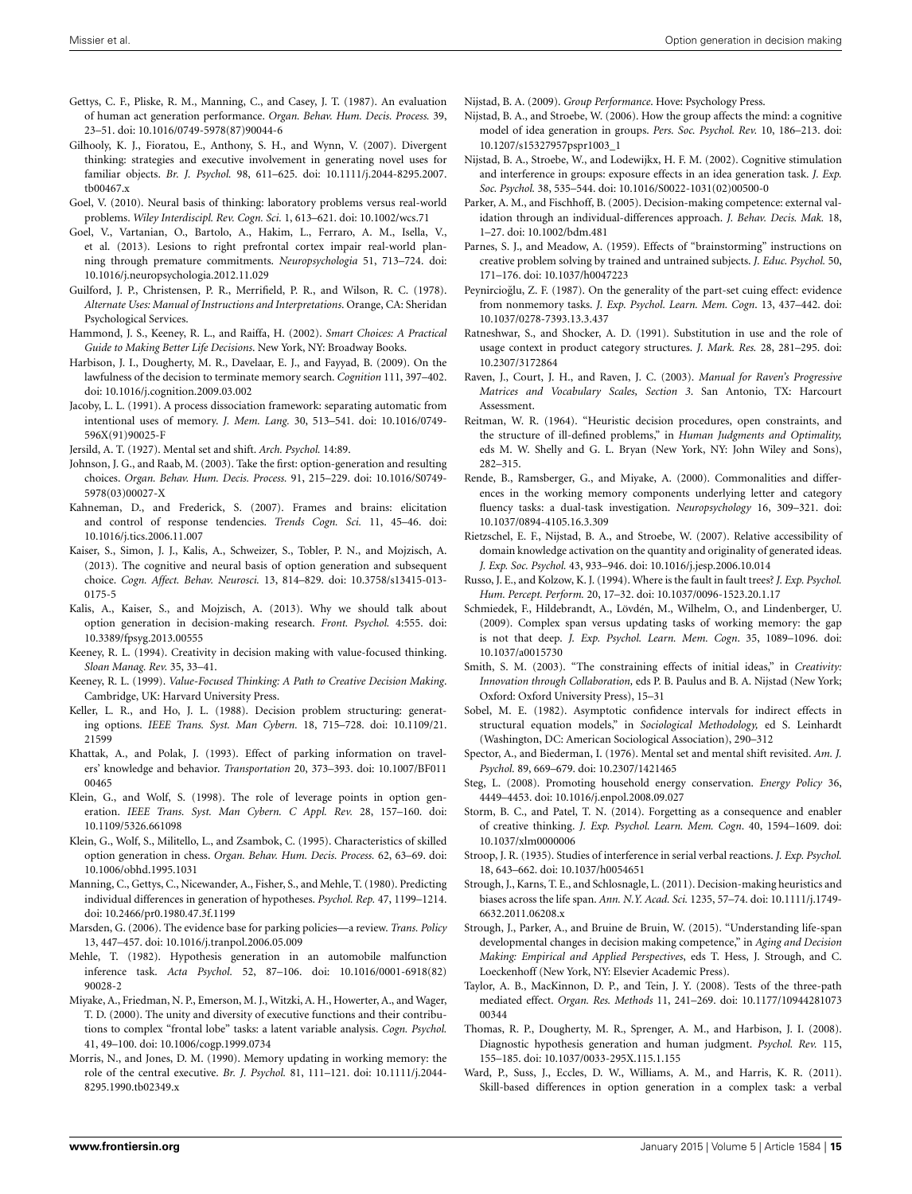Gettys, C. F., Pliske, R. M., Manning, C., and Casey, J. T. (1987). An evaluation of human act generation performance. *Organ. Behav. Hum. Decis. Process.* 39, 23–51. doi: 10.1016/0749-5978(87)90044-6

Gilhooly, K. J., Fioratou, E., Anthony, S. H., and Wynn, V. (2007). Divergent thinking: strategies and executive involvement in generating novel uses for familiar objects. *Br. J. Psychol.* 98, 611–625. doi: 10.1111/j.2044-8295.2007.tb00467.x

Goel, V. (2010). Neural basis of thinking: laboratory problems versus real-world problems. *Wiley Interdiscipl. Rev. Cogn. Sci.* 1, 613–621. doi: 10.1002/wcs.71

Goel, V., Vartanian, O., Bartolo, A., Hakim, L., Ferraro, A. M., Isella, V., et al. (2013). Lesions to right prefrontal cortex impair real-world planning through premature commitments. *Neuropsychologia* 51, 713–724. doi: 10.1016/j.neuropsychologia.2012.11.029

Guilford, J. P., Christensen, P. R., Merrifield, P. R., and Wilson, R. C. (1978). *Alternate Uses: Manual of Instructions and Interpretations*. Orange, CA: Sheridan Psychological Services.

Hammond, J. S., Keeney, R. L., and Raiffa, H. (2002). *Smart Choices: A Practical Guide to Making Better Life Decisions*. New York, NY: Broadway Books.

Harbison, J. I., Dougherty, M. R., Davelaar, E. J., and Fayyad, B. (2009). On the lawfulness of the decision to terminate memory search. *Cognition* 111, 397–402. doi: 10.1016/j.cognition.2009.03.002

Jacoby, L. L. (1991). A process dissociation framework: separating automatic from intentional uses of memory. *J. Mem. Lang.* 30, 513–541. doi: 10.1016/0749-596X(91)90025-F

Jersild, A. T. (1927). Mental set and shift. *Arch. Psychol.* 14:89.

Johnson, J. G., and Raab, M. (2003). Take the first: option-generation and resulting choices. *Organ. Behav. Hum. Decis. Process.* 91, 215–229. doi: 10.1016/S0749-5978(03)00027-X

Kahneman, D., and Frederick, S. (2007). Frames and brains: elicitation and control of response tendencies. *Trends Cogn. Sci.* 11, 45–46. doi: 10.1016/j.tics.2006.11.007

Kaiser, S., Simon, J. J., Kalis, A., Schweizer, S., Tobler, P. N., and Mojzisch, A. (2013). The cognitive and neural basis of option generation and subsequent choice. *Cogn. Affect. Behav. Neurosci.* 13, 814–829. doi: 10.3758/s13415-013-0175-5

Kalis, A., Kaiser, S., and Mojzisch, A. (2013). Why we should talk about option generation in decision-making research. *Front. Psychol.* 4:555. doi: 10.3389/fpsyg.2013.00555

Keeney, R. L. (1994). Creativity in decision making with value-focused thinking. *Sloan Manag. Rev.* 35, 33–41.

Keeney, R. L. (1999). *Value-Focused Thinking: A Path to Creative Decision Making*. Cambridge, UK: Harvard University Press.

Keller, L. R., and Ho, J. L. (1988). Decision problem structuring: generating options. *IEEE Trans. Syst. Man Cybern.* 18, 715–728. doi: 10.1109/21.21599

Khattak, A., and Polak, J. (1993). Effect of parking information on travelers' knowledge and behavior. *Transportation* 20, 373–393. doi: 10.1007/BF01100465

Klein, G., and Wolf, S. (1998). The role of leverage points in option generation. *IEEE Trans. Syst. Man Cybern. C Appl. Rev.* 28, 157–160. doi: 10.1109/5326.661098

Klein, G., Wolf, S., Militello, L., and Zsambok, C. (1995). Characteristics of skilled option generation in chess. *Organ. Behav. Hum. Decis. Process.* 62, 63–69. doi: 10.1006/obhd.1995.1031

Manning, C., Gettys, C., Nicewander, A., Fisher, S., and Mehle, T. (1980). Predicting individual differences in generation of hypotheses. *Psychol. Rep.* 47, 1199–1214. doi: 10.2466/pr0.1980.47.3f.1199

Marsden, G. (2006). The evidence base for parking policies—a review. *Trans. Policy* 13, 447–457. doi: 10.1016/j.tranpol.2006.05.009

Mehle, T. (1982). Hypothesis generation in an automobile malfunction inference task. *Acta Psychol.* 52, 87–106. doi: 10.1016/0001-6918(82)90028-2

Miyake, A., Friedman, N. P., Emerson, M. J., Witzki, A. H., Howerter, A., and Wager, T. D. (2000). The unity and diversity of executive functions and their contributions to complex "frontal lobe" tasks: a latent variable analysis. *Cogn. Psychol.* 41, 49–100. doi: 10.1006/cogp.1999.0734

Morris, N., and Jones, D. M. (1990). Memory updating in working memory: the role of the central executive. *Br. J. Psychol.* 81, 111–121. doi: 10.1111/j.2044-8295.1990.tb02349.x

Nijstad, B. A. (2009). *Group Performance*. Hove: Psychology Press.

Nijstad, B. A., and Stroebe, W. (2006). How the group affects the mind: a cognitive model of idea generation in groups. *Pers. Soc. Psychol. Rev.* 10, 186–213. doi: 10.1207/s15327957pspr1003_1

Nijstad, B. A., Stroebe, W., and Lodewijkx, H. F. M. (2002). Cognitive stimulation and interference in groups: exposure effects in an idea generation task. *J. Exp. Soc. Psychol.* 38, 535–544. doi: 10.1016/S0022-1031(02)00500-0

Parker, A. M., and Fischhoff, B. (2005). Decision-making competence: external validation through an individual-differences approach. *J. Behav. Decis. Mak.* 18, 1–27. doi: 10.1002/bdm.481

Parnes, S. J., and Meadow, A. (1959). Effects of "brainstorming" instructions on creative problem solving by trained and untrained subjects. *J. Educ. Psychol.* 50, 171–176. doi: 10.1037/h0047223

Peynircioğlu, Z. F. (1987). On the generality of the part-set cuing effect: evidence from nonmemory tasks. *J. Exp. Psychol. Learn. Mem. Cogn.* 13, 437–442. doi: 10.1037/0278-7393.13.3.437

Ratneshwar, S., and Shocker, A. D. (1991). Substitution in use and the role of usage context in product category structures. *J. Mark. Res.* 28, 281–295. doi: 10.2307/3172864

Raven, J., Court, J. H., and Raven, J. C. (2003). *Manual for Raven's Progressive Matrices and Vocabulary Scales, Section 3*. San Antonio, TX: Harcourt Assessment.

Reitman, W. R. (1964). "Heuristic decision procedures, open constraints, and the structure of ill-defined problems," in *Human Judgments and Optimality,* eds M. W. Shelly and G. L. Bryan (New York, NY: John Wiley and Sons), 282–315.

Rende, B., Ramsberger, G., and Miyake, A. (2000). Commonalities and differences in the working memory components underlying letter and category fluency tasks: a dual-task investigation. *Neuropsychology* 16, 309–321. doi: 10.1037/0894-4105.16.3.309

Rietzschel, E. F., Nijstad, B. A., and Stroebe, W. (2007). Relative accessibility of domain knowledge activation on the quantity and originality of generated ideas. *J. Exp. Soc. Psychol.* 43, 933–946. doi: 10.1016/j.jesp.2006.10.014

Russo, J. E., and Kolzow, K. J. (1994). Where is the fault in fault trees? *J. Exp. Psychol. Hum. Percept. Perform.* 20, 17–32. doi: 10.1037/0096-1523.20.1.17

Schmiedek, F., Hildebrandt, A., Lövdén, M., Wilhelm, O., and Lindenberger, U. (2009). Complex span versus updating tasks of working memory: the gap is not that deep. *J. Exp. Psychol. Learn. Mem. Cogn.* 35, 1089–1096. doi: 10.1037/a0015730

Smith, S. M. (2003). "The constraining effects of initial ideas," in *Creativity: Innovation through Collaboration,* eds P. B. Paulus and B. A. Nijstad (New York; Oxford: Oxford University Press), 15–31

Sobel, M. E. (1982). Asymptotic confidence intervals for indirect effects in structural equation models," in *Sociological Methodology,* ed S. Leinhardt (Washington, DC: American Sociological Association), 290–312

Spector, A., and Biederman, I. (1976). Mental set and mental shift revisited. *Am. J. Psychol.* 89, 669–679. doi: 10.2307/1421465

Steg, L. (2008). Promoting household energy conservation. *Energy Policy* 36, 4449–4453. doi: 10.1016/j.enpol.2008.09.027

Storm, B. C., and Patel, T. N. (2014). Forgetting as a consequence and enabler of creative thinking. *J. Exp. Psychol. Learn. Mem. Cogn.* 40, 1594–1609. doi: 10.1037/xlm0000006

Stroop, J. R. (1935). Studies of interference in serial verbal reactions. *J. Exp. Psychol.* 18, 643–662. doi: 10.1037/h0054651

Strough, J., Karns, T. E., and Schlosnagle, L. (2011). Decision-making heuristics and biases across the life span. *Ann. N.Y. Acad. Sci.* 1235, 57–74. doi: 10.1111/j.1749-6632.2011.06208.x

Strough, J., Parker, A., and Bruine de Bruin, W. (2015). "Understanding life-span developmental changes in decision making competence," in *Aging and Decision Making: Empirical and Applied Perspectives*, eds T. Hess, J. Strough, and C. Loeckenhoff (New York, NY: Elsevier Academic Press).

Taylor, A. B., MacKinnon, D. P., and Tein, J. Y. (2008). Tests of the three-path mediated effect. *Organ. Res. Methods* 11, 241–269. doi: 10.1177/1094428107300344

Thomas, R. P., Dougherty, M. R., Sprenger, A. M., and Harbison, J. I. (2008). Diagnostic hypothesis generation and human judgment. *Psychol. Rev.* 115, 155–185. doi: 10.1037/0033-295X.115.1.155

Ward, P., Suss, J., Eccles, D. W., Williams, A. M., and Harris, K. R. (2011). Skill-based differences in option generation in a complex task: a verbal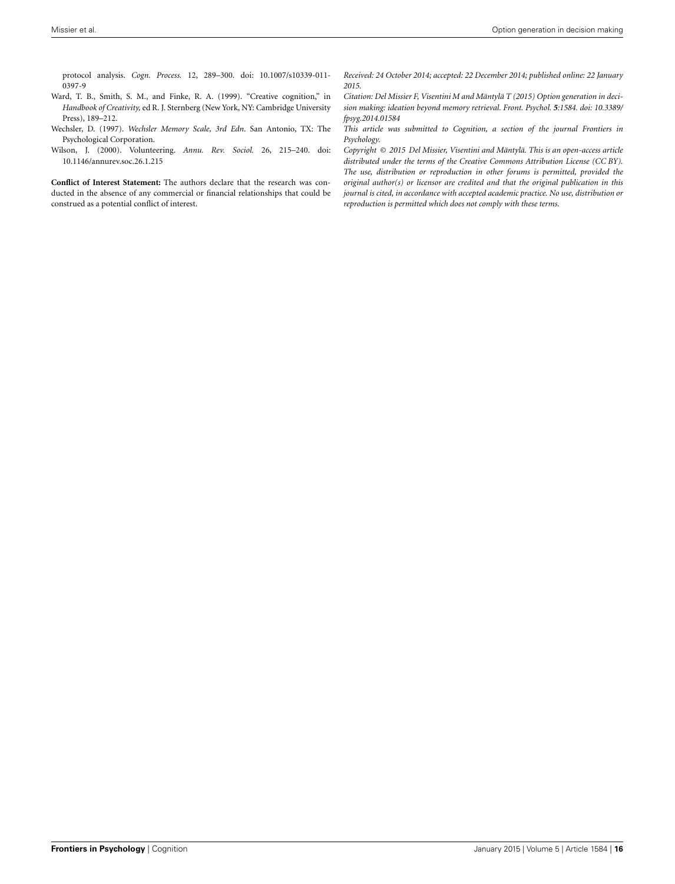protocol analysis. *Cogn. Process.* 12, 289–300. doi: 10.1007/s10339-011-0397-9

Ward, T. B., Smith, S. M., and Finke, R. A. (1999). "Creative cognition," in *Handbook of Creativity,* ed R. J. Sternberg (New York, NY: Cambridge University Press), 189–212.

Wechsler, D. (1997). *Wechsler Memory Scale, 3rd Edn*. San Antonio, TX: The Psychological Corporation.

Wilson, J. (2000). Volunteering. *Annu. Rev. Sociol.* 26, 215–240. doi: 10.1146/annurev.soc.26.1.215

**Conflict of Interest Statement:** The authors declare that the research was conducted in the absence of any commercial or financial relationships that could be construed as a potential conflict of interest.

*Received: 24 October 2014; accepted: 22 December 2014; published online: 22 January 2015.*

*Citation: Del Missier F, Visentini M and Mäntylä T (2015) Option generation in decision making: ideation beyond memory retrieval. Front. Psychol.* ***5****:1584. doi: 10.3389/fpsyg.2014.01584*

*This article was submitted to Cognition, a section of the journal Frontiers in Psychology.*

*Copyright © 2015 Del Missier, Visentini and Mäntylä. This is an open-access article distributed under the terms of the Creative Commons Attribution License (CC BY). The use, distribution or reproduction in other forums is permitted, provided the original author(s) or licensor are credited and that the original publication in this journal is cited, in accordance with accepted academic practice. No use, distribution or reproduction is permitted which does not comply with these terms.*